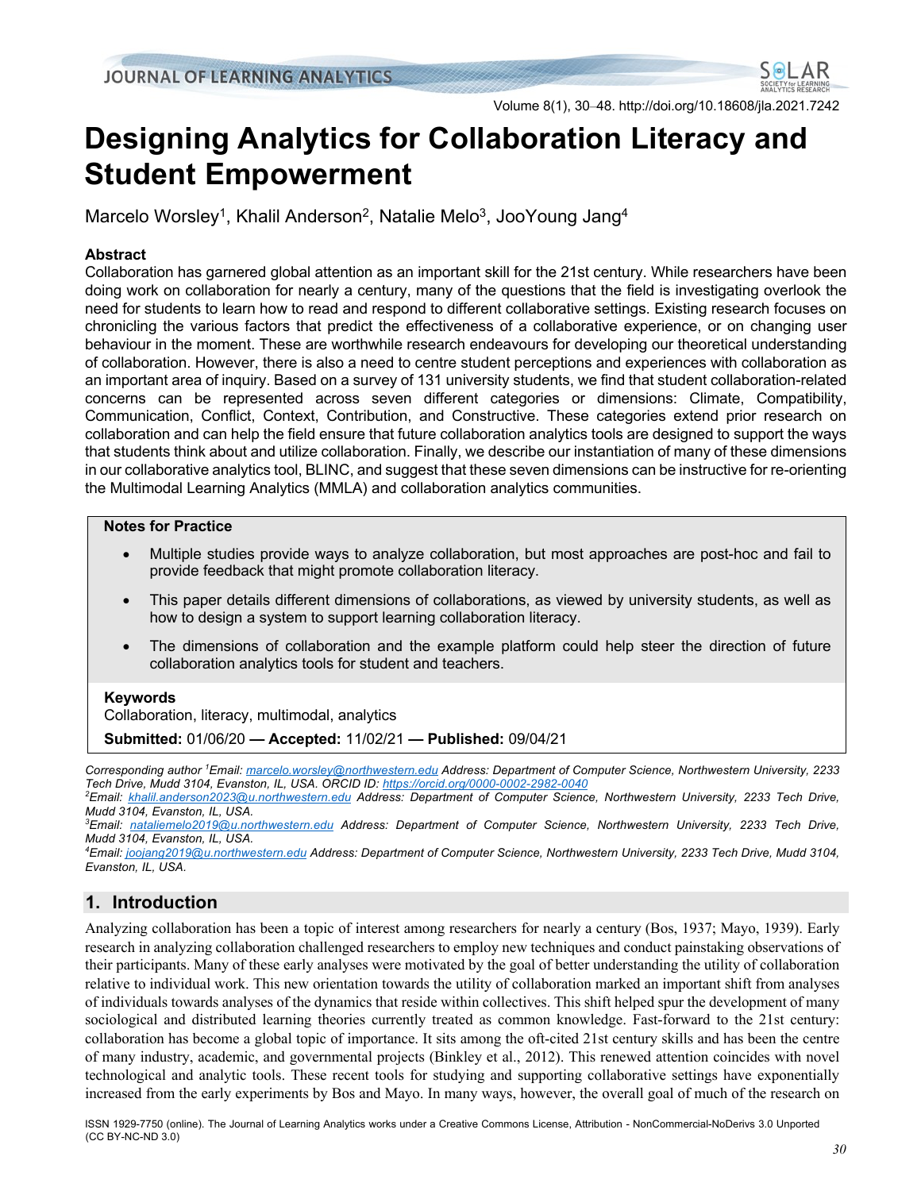# Designing Analytics for Collaboration Literacy and Student Empowerment

Marcelo Worsley[1], Khalil Anderson[2], Natalie Melo[3], JooYoung Jang[4]

## Abstract

Collaboration has garnered global attention as an important skill for the 21st century. While researchers have been doing work on collaboration for nearly a century, many of the questions that the field is investigating overlook the need for students to learn how to read and respond to different collaborative settings. Existing research focuses on chronicling the various factors that predict the effectiveness of a collaborative experience, or on changing user behaviour in the moment. These are worthwhile research endeavours for developing our theoretical understanding of collaboration. However, there is also a need to centre student perceptions and experiences with collaboration as an important area of inquiry. Based on a survey of 131 university students, we find that student collaboration-related concerns can be represented across seven different categories or dimensions: Climate, Compatibility, Communication, Conflict, Context, Contribution, and Constructive. These categories extend prior research on collaboration and can help the field ensure that future collaboration analytics tools are designed to support the ways that students think about and utilize collaboration. Finally, we describe our instantiation of many of these dimensions in our collaborative analytics tool, BLINC, and suggest that these seven dimensions can be instructive for re-orienting the Multimodal Learning Analytics (MMLA) and collaboration analytics communities.

### Notes for Practice

- Multiple studies provide ways to analyze collaboration, but most approaches are post-hoc and fail to provide feedback that might promote collaboration literacy.
- This paper details different dimensions of collaborations, as viewed by university students, as well as how to design a system to support learning collaboration literacy.
- The dimensions of collaboration and the example platform could help steer the direction of future collaboration analytics tools for student and teachers.

### Keywords

Collaboration, literacy, multimodal, analytics

**Submitted:** 01/06/20 **— Accepted:** 11/02/21 **— Published:** 09/04/21

*Corresponding author [1]Email: marcelo.worsley@northwestern.edu Address: Department of Computer Science, Northwestern University, 2233 Tech Drive, Mudd 3104, Evanston, IL, USA. ORCID ID: https://orcid.org/0000-0002-2982-0040*
*[2]Email: khalil.anderson2023@u.northwestern.edu Address: Department of Computer Science, Northwestern University, 2233 Tech Drive, Mudd 3104, Evanston, IL, USA.*
*[3]Email: nataliemelo2019@u.northwestern.edu Address: Department of Computer Science, Northwestern University, 2233 Tech Drive, Mudd 3104, Evanston, IL, USA.*
*[4]Email: joojang2019@u.northwestern.edu Address: Department of Computer Science, Northwestern University, 2233 Tech Drive, Mudd 3104, Evanston, IL, USA.*

## 1. Introduction

Analyzing collaboration has been a topic of interest among researchers for nearly a century (Bos, 1937; Mayo, 1939). Early research in analyzing collaboration challenged researchers to employ new techniques and conduct painstaking observations of their participants. Many of these early analyses were motivated by the goal of better understanding the utility of collaboration relative to individual work. This new orientation towards the utility of collaboration marked an important shift from analyses of individuals towards analyses of the dynamics that reside within collectives. This shift helped spur the development of many sociological and distributed learning theories currently treated as common knowledge. Fast-forward to the 21st century: collaboration has become a global topic of importance. It sits among the oft-cited 21st century skills and has been the centre of many industry, academic, and governmental projects (Binkley et al., 2012). This renewed attention coincides with novel technological and analytic tools. These recent tools for studying and supporting collaborative settings have exponentially increased from the early experiments by Bos and Mayo. In many ways, however, the overall goal of much of the research on

ISSN 1929-7750 (online). The Journal of Learning Analytics works under a Creative Commons License, Attribution - NonCommercial-NoDerivs 3.0 Unported (CC BY-NC-ND 3.0)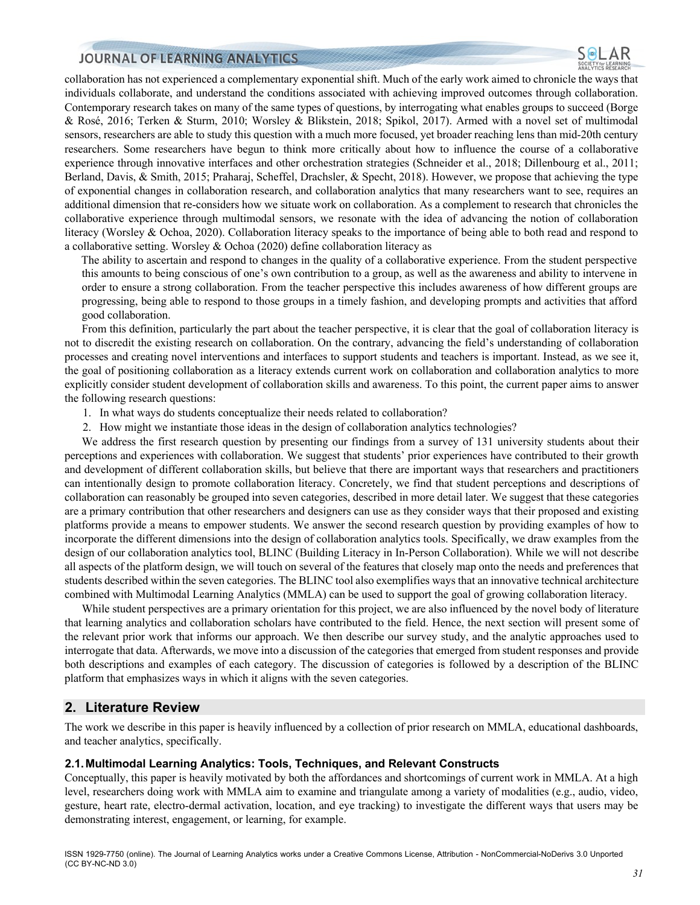collaboration has not experienced a complementary exponential shift. Much of the early work aimed to chronicle the ways that individuals collaborate, and understand the conditions associated with achieving improved outcomes through collaboration. Contemporary research takes on many of the same types of questions, by interrogating what enables groups to succeed (Borge & Rosé, 2016; Terken & Sturm, 2010; Worsley & Blikstein, 2018; Spikol, 2017). Armed with a novel set of multimodal sensors, researchers are able to study this question with a much more focused, yet broader reaching lens than mid-20th century researchers. Some researchers have begun to think more critically about how to influence the course of a collaborative experience through innovative interfaces and other orchestration strategies (Schneider et al., 2018; Dillenbourg et al., 2011; Berland, Davis, & Smith, 2015; Praharaj, Scheffel, Drachsler, & Specht, 2018). However, we propose that achieving the type of exponential changes in collaboration research, and collaboration analytics that many researchers want to see, requires an additional dimension that re-considers how we situate work on collaboration. As a complement to research that chronicles the collaborative experience through multimodal sensors, we resonate with the idea of advancing the notion of collaboration literacy (Worsley & Ochoa, 2020). Collaboration literacy speaks to the importance of being able to both read and respond to a collaborative setting. Worsley & Ochoa (2020) define collaboration literacy as

> The ability to ascertain and respond to changes in the quality of a collaborative experience. From the student perspective this amounts to being conscious of one's own contribution to a group, as well as the awareness and ability to intervene in order to ensure a strong collaboration. From the teacher perspective this includes awareness of how different groups are progressing, being able to respond to those groups in a timely fashion, and developing prompts and activities that afford good collaboration.

From this definition, particularly the part about the teacher perspective, it is clear that the goal of collaboration literacy is not to discredit the existing research on collaboration. On the contrary, advancing the field's understanding of collaboration processes and creating novel interventions and interfaces to support students and teachers is important. Instead, as we see it, the goal of positioning collaboration as a literacy extends current work on collaboration and collaboration analytics to more explicitly consider student development of collaboration skills and awareness. To this point, the current paper aims to answer the following research questions:

1. In what ways do students conceptualize their needs related to collaboration?
2. How might we instantiate those ideas in the design of collaboration analytics technologies?

We address the first research question by presenting our findings from a survey of 131 university students about their perceptions and experiences with collaboration. We suggest that students' prior experiences have contributed to their growth and development of different collaboration skills, but believe that there are important ways that researchers and practitioners can intentionally design to promote collaboration literacy. Concretely, we find that student perceptions and descriptions of collaboration can reasonably be grouped into seven categories, described in more detail later. We suggest that these categories are a primary contribution that other researchers and designers can use as they consider ways that their proposed and existing platforms provide a means to empower students. We answer the second research question by providing examples of how to incorporate the different dimensions into the design of collaboration analytics tools. Specifically, we draw examples from the design of our collaboration analytics tool, BLINC (Building Literacy in In-Person Collaboration). While we will not describe all aspects of the platform design, we will touch on several of the features that closely map onto the needs and preferences that students described within the seven categories. The BLINC tool also exemplifies ways that an innovative technical architecture combined with Multimodal Learning Analytics (MMLA) can be used to support the goal of growing collaboration literacy.

While student perspectives are a primary orientation for this project, we are also influenced by the novel body of literature that learning analytics and collaboration scholars have contributed to the field. Hence, the next section will present some of the relevant prior work that informs our approach. We then describe our survey study, and the analytic approaches used to interrogate that data. Afterwards, we move into a discussion of the categories that emerged from student responses and provide both descriptions and examples of each category. The discussion of categories is followed by a description of the BLINC platform that emphasizes ways in which it aligns with the seven categories.

## 2. Literature Review

The work we describe in this paper is heavily influenced by a collection of prior research on MMLA, educational dashboards, and teacher analytics, specifically.

### 2.1. Multimodal Learning Analytics: Tools, Techniques, and Relevant Constructs

Conceptually, this paper is heavily motivated by both the affordances and shortcomings of current work in MMLA. At a high level, researchers doing work with MMLA aim to examine and triangulate among a variety of modalities (e.g., audio, video, gesture, heart rate, electro-dermal activation, location, and eye tracking) to investigate the different ways that users may be demonstrating interest, engagement, or learning, for example.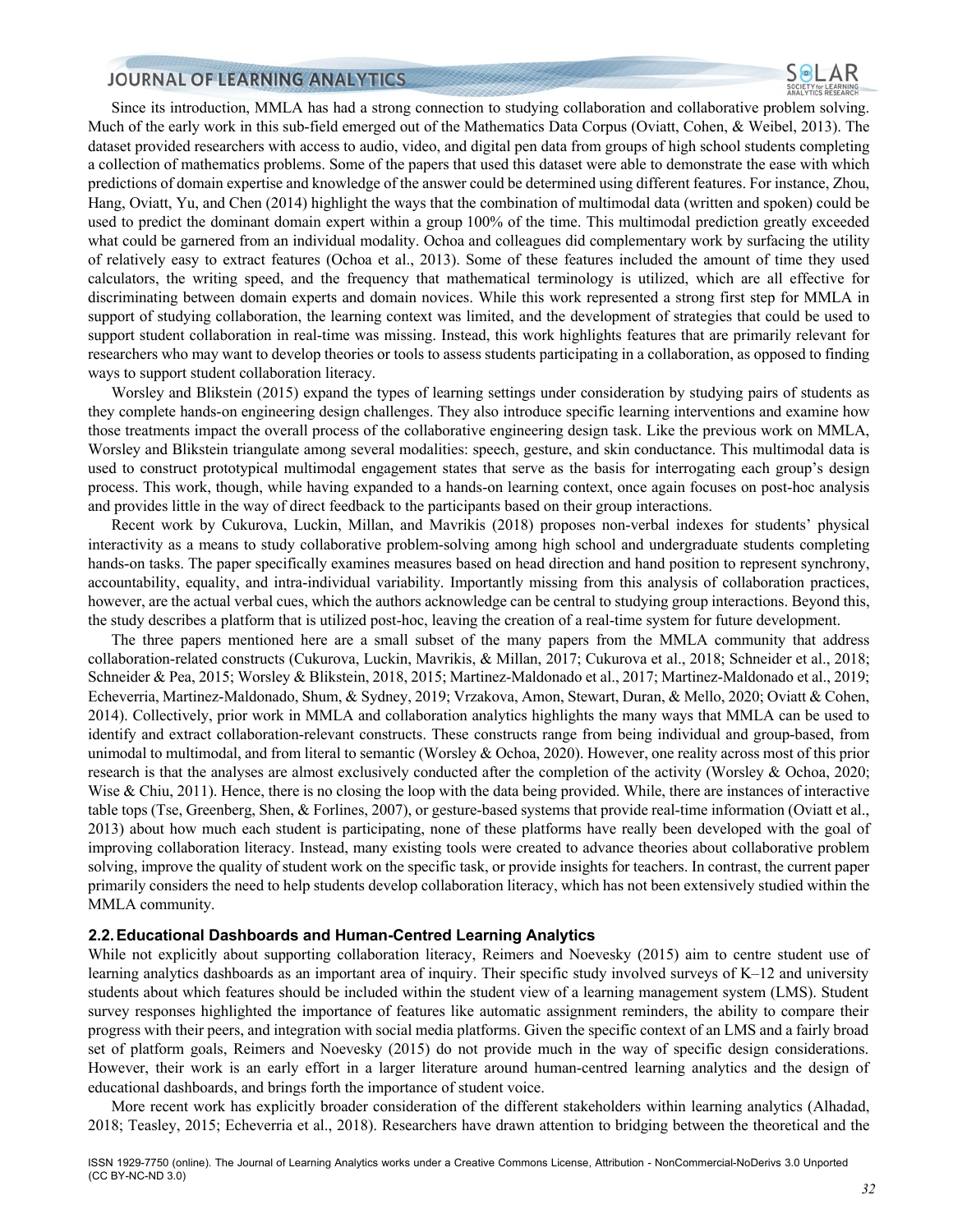Since its introduction, MMLA has had a strong connection to studying collaboration and collaborative problem solving. Much of the early work in this sub-field emerged out of the Mathematics Data Corpus (Oviatt, Cohen, & Weibel, 2013). The dataset provided researchers with access to audio, video, and digital pen data from groups of high school students completing a collection of mathematics problems. Some of the papers that used this dataset were able to demonstrate the ease with which predictions of domain expertise and knowledge of the answer could be determined using different features. For instance, Zhou, Hang, Oviatt, Yu, and Chen (2014) highlight the ways that the combination of multimodal data (written and spoken) could be used to predict the dominant domain expert within a group 100% of the time. This multimodal prediction greatly exceeded what could be garnered from an individual modality. Ochoa and colleagues did complementary work by surfacing the utility of relatively easy to extract features (Ochoa et al., 2013). Some of these features included the amount of time they used calculators, the writing speed, and the frequency that mathematical terminology is utilized, which are all effective for discriminating between domain experts and domain novices. While this work represented a strong first step for MMLA in support of studying collaboration, the learning context was limited, and the development of strategies that could be used to support student collaboration in real-time was missing. Instead, this work highlights features that are primarily relevant for researchers who may want to develop theories or tools to assess students participating in a collaboration, as opposed to finding ways to support student collaboration literacy.

Worsley and Blikstein (2015) expand the types of learning settings under consideration by studying pairs of students as they complete hands-on engineering design challenges. They also introduce specific learning interventions and examine how those treatments impact the overall process of the collaborative engineering design task. Like the previous work on MMLA, Worsley and Blikstein triangulate among several modalities: speech, gesture, and skin conductance. This multimodal data is used to construct prototypical multimodal engagement states that serve as the basis for interrogating each group's design process. This work, though, while having expanded to a hands-on learning context, once again focuses on post-hoc analysis and provides little in the way of direct feedback to the participants based on their group interactions.

Recent work by Cukurova, Luckin, Millan, and Mavrikis (2018) proposes non-verbal indexes for students' physical interactivity as a means to study collaborative problem-solving among high school and undergraduate students completing hands-on tasks. The paper specifically examines measures based on head direction and hand position to represent synchrony, accountability, equality, and intra-individual variability. Importantly missing from this analysis of collaboration practices, however, are the actual verbal cues, which the authors acknowledge can be central to studying group interactions. Beyond this, the study describes a platform that is utilized post-hoc, leaving the creation of a real-time system for future development.

The three papers mentioned here are a small subset of the many papers from the MMLA community that address collaboration-related constructs (Cukurova, Luckin, Mavrikis, & Millan, 2017; Cukurova et al., 2018; Schneider et al., 2018; Schneider & Pea, 2015; Worsley & Blikstein, 2018, 2015; Martinez-Maldonado et al., 2017; Martinez-Maldonado et al., 2019; Echeverria, Martinez-Maldonado, Shum, & Sydney, 2019; Vrzakova, Amon, Stewart, Duran, & Mello, 2020; Oviatt & Cohen, 2014). Collectively, prior work in MMLA and collaboration analytics highlights the many ways that MMLA can be used to identify and extract collaboration-relevant constructs. These constructs range from being individual and group-based, from unimodal to multimodal, and from literal to semantic (Worsley & Ochoa, 2020). However, one reality across most of this prior research is that the analyses are almost exclusively conducted after the completion of the activity (Worsley & Ochoa, 2020; Wise & Chiu, 2011). Hence, there is no closing the loop with the data being provided. While, there are instances of interactive table tops (Tse, Greenberg, Shen, & Forlines, 2007), or gesture-based systems that provide real-time information (Oviatt et al., 2013) about how much each student is participating, none of these platforms have really been developed with the goal of improving collaboration literacy. Instead, many existing tools were created to advance theories about collaborative problem solving, improve the quality of student work on the specific task, or provide insights for teachers. In contrast, the current paper primarily considers the need to help students develop collaboration literacy, which has not been extensively studied within the MMLA community.

## 2.2. Educational Dashboards and Human-Centred Learning Analytics

While not explicitly about supporting collaboration literacy, Reimers and Noevesky (2015) aim to centre student use of learning analytics dashboards as an important area of inquiry. Their specific study involved surveys of K–12 and university students about which features should be included within the student view of a learning management system (LMS). Student survey responses highlighted the importance of features like automatic assignment reminders, the ability to compare their progress with their peers, and integration with social media platforms. Given the specific context of an LMS and a fairly broad set of platform goals, Reimers and Noevesky (2015) do not provide much in the way of specific design considerations. However, their work is an early effort in a larger literature around human-centred learning analytics and the design of educational dashboards, and brings forth the importance of student voice.

More recent work has explicitly broader consideration of the different stakeholders within learning analytics (Alhadad, 2018; Teasley, 2015; Echeverria et al., 2018). Researchers have drawn attention to bridging between the theoretical and the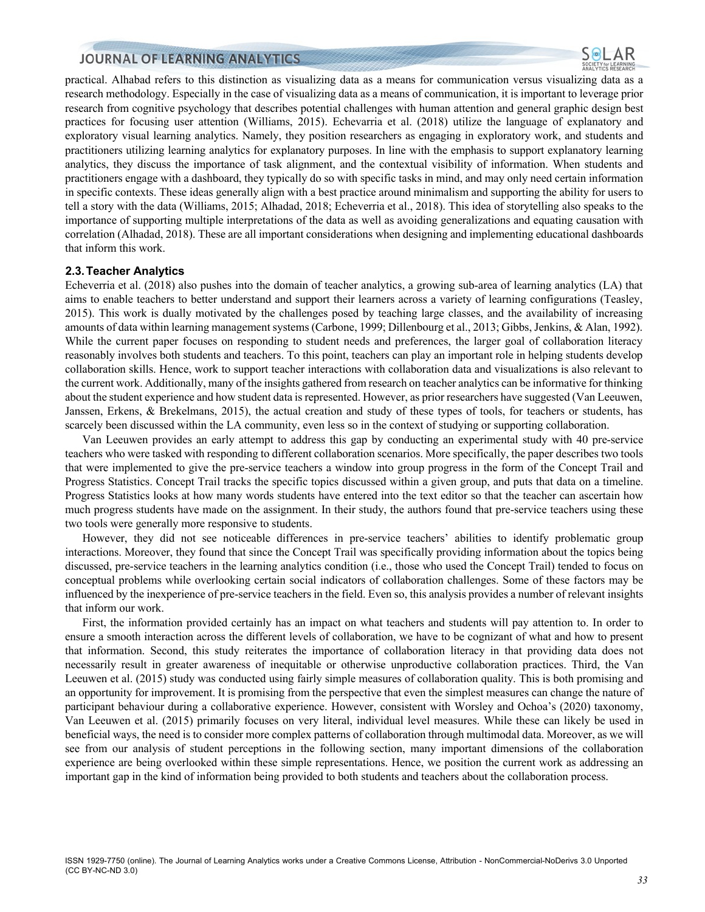practical. Alhabad refers to this distinction as visualizing data as a means for communication versus visualizing data as a research methodology. Especially in the case of visualizing data as a means of communication, it is important to leverage prior research from cognitive psychology that describes potential challenges with human attention and general graphic design best practices for focusing user attention (Williams, 2015). Echevarria et al. (2018) utilize the language of explanatory and exploratory visual learning analytics. Namely, they position researchers as engaging in exploratory work, and students and practitioners utilizing learning analytics for explanatory purposes. In line with the emphasis to support explanatory learning analytics, they discuss the importance of task alignment, and the contextual visibility of information. When students and practitioners engage with a dashboard, they typically do so with specific tasks in mind, and may only need certain information in specific contexts. These ideas generally align with a best practice around minimalism and supporting the ability for users to tell a story with the data (Williams, 2015; Alhadad, 2018; Echeverria et al., 2018). This idea of storytelling also speaks to the importance of supporting multiple interpretations of the data as well as avoiding generalizations and equating causation with correlation (Alhadad, 2018). These are all important considerations when designing and implementing educational dashboards that inform this work.

### 2.3. Teacher Analytics

Echeverria et al. (2018) also pushes into the domain of teacher analytics, a growing sub-area of learning analytics (LA) that aims to enable teachers to better understand and support their learners across a variety of learning configurations (Teasley, 2015). This work is dually motivated by the challenges posed by teaching large classes, and the availability of increasing amounts of data within learning management systems (Carbone, 1999; Dillenbourg et al., 2013; Gibbs, Jenkins, & Alan, 1992). While the current paper focuses on responding to student needs and preferences, the larger goal of collaboration literacy reasonably involves both students and teachers. To this point, teachers can play an important role in helping students develop collaboration skills. Hence, work to support teacher interactions with collaboration data and visualizations is also relevant to the current work. Additionally, many of the insights gathered from research on teacher analytics can be informative for thinking about the student experience and how student data is represented. However, as prior researchers have suggested (Van Leeuwen, Janssen, Erkens, & Brekelmans, 2015), the actual creation and study of these types of tools, for teachers or students, has scarcely been discussed within the LA community, even less so in the context of studying or supporting collaboration.

Van Leeuwen provides an early attempt to address this gap by conducting an experimental study with 40 pre-service teachers who were tasked with responding to different collaboration scenarios. More specifically, the paper describes two tools that were implemented to give the pre-service teachers a window into group progress in the form of the Concept Trail and Progress Statistics. Concept Trail tracks the specific topics discussed within a given group, and puts that data on a timeline. Progress Statistics looks at how many words students have entered into the text editor so that the teacher can ascertain how much progress students have made on the assignment. In their study, the authors found that pre-service teachers using these two tools were generally more responsive to students.

However, they did not see noticeable differences in pre-service teachers' abilities to identify problematic group interactions. Moreover, they found that since the Concept Trail was specifically providing information about the topics being discussed, pre-service teachers in the learning analytics condition (i.e., those who used the Concept Trail) tended to focus on conceptual problems while overlooking certain social indicators of collaboration challenges. Some of these factors may be influenced by the inexperience of pre-service teachers in the field. Even so, this analysis provides a number of relevant insights that inform our work.

First, the information provided certainly has an impact on what teachers and students will pay attention to. In order to ensure a smooth interaction across the different levels of collaboration, we have to be cognizant of what and how to present that information. Second, this study reiterates the importance of collaboration literacy in that providing data does not necessarily result in greater awareness of inequitable or otherwise unproductive collaboration practices. Third, the Van Leeuwen et al. (2015) study was conducted using fairly simple measures of collaboration quality. This is both promising and an opportunity for improvement. It is promising from the perspective that even the simplest measures can change the nature of participant behaviour during a collaborative experience. However, consistent with Worsley and Ochoa's (2020) taxonomy, Van Leeuwen et al. (2015) primarily focuses on very literal, individual level measures. While these can likely be used in beneficial ways, the need is to consider more complex patterns of collaboration through multimodal data. Moreover, as we will see from our analysis of student perceptions in the following section, many important dimensions of the collaboration experience are being overlooked within these simple representations. Hence, we position the current work as addressing an important gap in the kind of information being provided to both students and teachers about the collaboration process.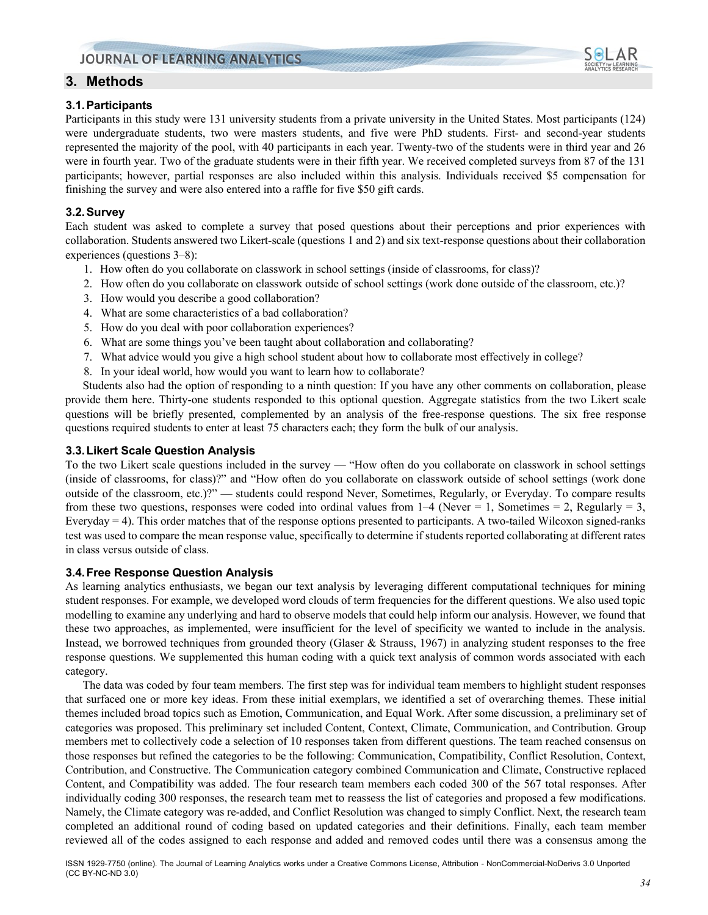## 3. Methods

### 3.1. Participants

Participants in this study were 131 university students from a private university in the United States. Most participants (124) were undergraduate students, two were masters students, and five were PhD students. First- and second-year students represented the majority of the pool, with 40 participants in each year. Twenty-two of the students were in third year and 26 were in fourth year. Two of the graduate students were in their fifth year. We received completed surveys from 87 of the 131 participants; however, partial responses are also included within this analysis. Individuals received $5 compensation for finishing the survey and were also entered into a raffle for five $50 gift cards.

### 3.2. Survey

Each student was asked to complete a survey that posed questions about their perceptions and prior experiences with collaboration. Students answered two Likert-scale (questions 1 and 2) and six text-response questions about their collaboration experiences (questions 3–8):

1. How often do you collaborate on classwork in school settings (inside of classrooms, for class)?
2. How often do you collaborate on classwork outside of school settings (work done outside of the classroom, etc.)?
3. How would you describe a good collaboration?
4. What are some characteristics of a bad collaboration?
5. How do you deal with poor collaboration experiences?
6. What are some things you've been taught about collaboration and collaborating?
7. What advice would you give a high school student about how to collaborate most effectively in college?
8. In your ideal world, how would you want to learn how to collaborate?

Students also had the option of responding to a ninth question: If you have any other comments on collaboration, please provide them here. Thirty-one students responded to this optional question. Aggregate statistics from the two Likert scale questions will be briefly presented, complemented by an analysis of the free-response questions. The six free response questions required students to enter at least 75 characters each; they form the bulk of our analysis.

### 3.3. Likert Scale Question Analysis

To the two Likert scale questions included in the survey — "How often do you collaborate on classwork in school settings (inside of classrooms, for class)?" and "How often do you collaborate on classwork outside of school settings (work done outside of the classroom, etc.)?" — students could respond Never, Sometimes, Regularly, or Everyday. To compare results from these two questions, responses were coded into ordinal values from 1–4 (Never = 1, Sometimes = 2, Regularly = 3, Everyday = 4). This order matches that of the response options presented to participants. A two-tailed Wilcoxon signed-ranks test was used to compare the mean response value, specifically to determine if students reported collaborating at different rates in class versus outside of class.

### 3.4. Free Response Question Analysis

As learning analytics enthusiasts, we began our text analysis by leveraging different computational techniques for mining student responses. For example, we developed word clouds of term frequencies for the different questions. We also used topic modelling to examine any underlying and hard to observe models that could help inform our analysis. However, we found that these two approaches, as implemented, were insufficient for the level of specificity we wanted to include in the analysis. Instead, we borrowed techniques from grounded theory (Glaser & Strauss, 1967) in analyzing student responses to the free response questions. We supplemented this human coding with a quick text analysis of common words associated with each category.

The data was coded by four team members. The first step was for individual team members to highlight student responses that surfaced one or more key ideas. From these initial exemplars, we identified a set of overarching themes. These initial themes included broad topics such as Emotion, Communication, and Equal Work. After some discussion, a preliminary set of categories was proposed. This preliminary set included Content, Context, Climate, Communication, and Contribution. Group members met to collectively code a selection of 10 responses taken from different questions. The team reached consensus on those responses but refined the categories to be the following: Communication, Compatibility, Conflict Resolution, Context, Contribution, and Constructive. The Communication category combined Communication and Climate, Constructive replaced Content, and Compatibility was added. The four research team members each coded 300 of the 567 total responses. After individually coding 300 responses, the research team met to reassess the list of categories and proposed a few modifications. Namely, the Climate category was re-added, and Conflict Resolution was changed to simply Conflict. Next, the research team completed an additional round of coding based on updated categories and their definitions. Finally, each team member reviewed all of the codes assigned to each response and added and removed codes until there was a consensus among the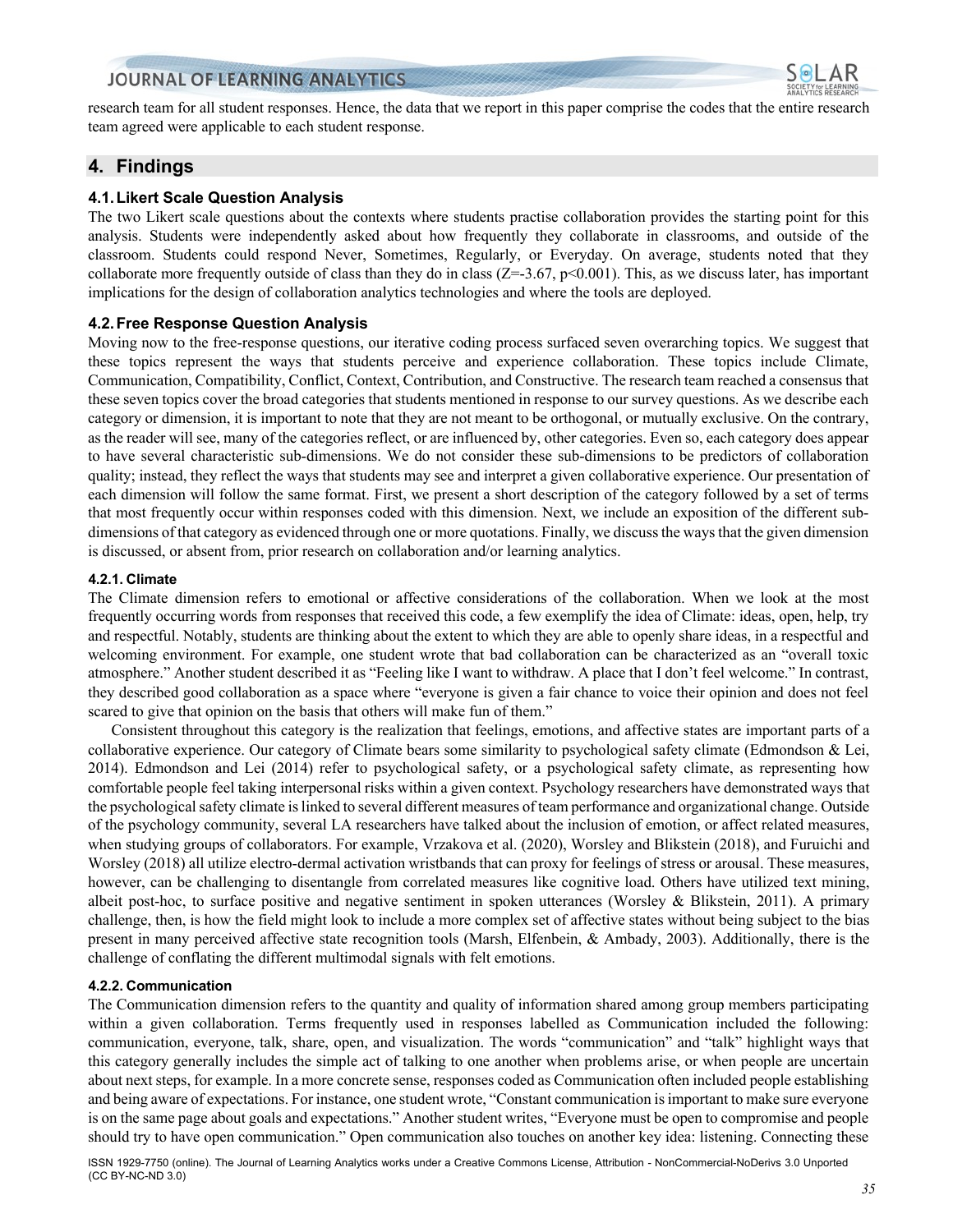research team for all student responses. Hence, the data that we report in this paper comprise the codes that the entire research team agreed were applicable to each student response.

## 4. Findings

### 4.1. Likert Scale Question Analysis

The two Likert scale questions about the contexts where students practise collaboration provides the starting point for this analysis. Students were independently asked about how frequently they collaborate in classrooms, and outside of the classroom. Students could respond Never, Sometimes, Regularly, or Everyday. On average, students noted that they collaborate more frequently outside of class than they do in class ($Z=-3.67$, $p<0.001$). This, as we discuss later, has important implications for the design of collaboration analytics technologies and where the tools are deployed.

### 4.2. Free Response Question Analysis

Moving now to the free-response questions, our iterative coding process surfaced seven overarching topics. We suggest that these topics represent the ways that students perceive and experience collaboration. These topics include Climate, Communication, Compatibility, Conflict, Context, Contribution, and Constructive. The research team reached a consensus that these seven topics cover the broad categories that students mentioned in response to our survey questions. As we describe each category or dimension, it is important to note that they are not meant to be orthogonal, or mutually exclusive. On the contrary, as the reader will see, many of the categories reflect, or are influenced by, other categories. Even so, each category does appear to have several characteristic sub-dimensions. We do not consider these sub-dimensions to be predictors of collaboration quality; instead, they reflect the ways that students may see and interpret a given collaborative experience. Our presentation of each dimension will follow the same format. First, we present a short description of the category followed by a set of terms that most frequently occur within responses coded with this dimension. Next, we include an exposition of the different sub-dimensions of that category as evidenced through one or more quotations. Finally, we discuss the ways that the given dimension is discussed, or absent from, prior research on collaboration and/or learning analytics.

#### 4.2.1. Climate

The Climate dimension refers to emotional or affective considerations of the collaboration. When we look at the most frequently occurring words from responses that received this code, a few exemplify the idea of Climate: ideas, open, help, try and respectful. Notably, students are thinking about the extent to which they are able to openly share ideas, in a respectful and welcoming environment. For example, one student wrote that bad collaboration can be characterized as an "overall toxic atmosphere." Another student described it as "Feeling like I want to withdraw. A place that I don't feel welcome." In contrast, they described good collaboration as a space where "everyone is given a fair chance to voice their opinion and does not feel scared to give that opinion on the basis that others will make fun of them."

Consistent throughout this category is the realization that feelings, emotions, and affective states are important parts of a collaborative experience. Our category of Climate bears some similarity to psychological safety climate (Edmondson & Lei, 2014). Edmondson and Lei (2014) refer to psychological safety, or a psychological safety climate, as representing how comfortable people feel taking interpersonal risks within a given context. Psychology researchers have demonstrated ways that the psychological safety climate is linked to several different measures of team performance and organizational change. Outside of the psychology community, several LA researchers have talked about the inclusion of emotion, or affect related measures, when studying groups of collaborators. For example, Vrzakova et al. (2020), Worsley and Blikstein (2018), and Furuichi and Worsley (2018) all utilize electro-dermal activation wristbands that can proxy for feelings of stress or arousal. These measures, however, can be challenging to disentangle from correlated measures like cognitive load. Others have utilized text mining, albeit post-hoc, to surface positive and negative sentiment in spoken utterances (Worsley & Blikstein, 2011). A primary challenge, then, is how the field might look to include a more complex set of affective states without being subject to the bias present in many perceived affective state recognition tools (Marsh, Elfenbein, & Ambady, 2003). Additionally, there is the challenge of conflating the different multimodal signals with felt emotions.

#### 4.2.2. Communication

The Communication dimension refers to the quantity and quality of information shared among group members participating within a given collaboration. Terms frequently used in responses labelled as Communication included the following: communication, everyone, talk, share, open, and visualization. The words "communication" and "talk" highlight ways that this category generally includes the simple act of talking to one another when problems arise, or when people are uncertain about next steps, for example. In a more concrete sense, responses coded as Communication often included people establishing and being aware of expectations. For instance, one student wrote, "Constant communication is important to make sure everyone is on the same page about goals and expectations." Another student writes, "Everyone must be open to compromise and people should try to have open communication." Open communication also touches on another key idea: listening. Connecting these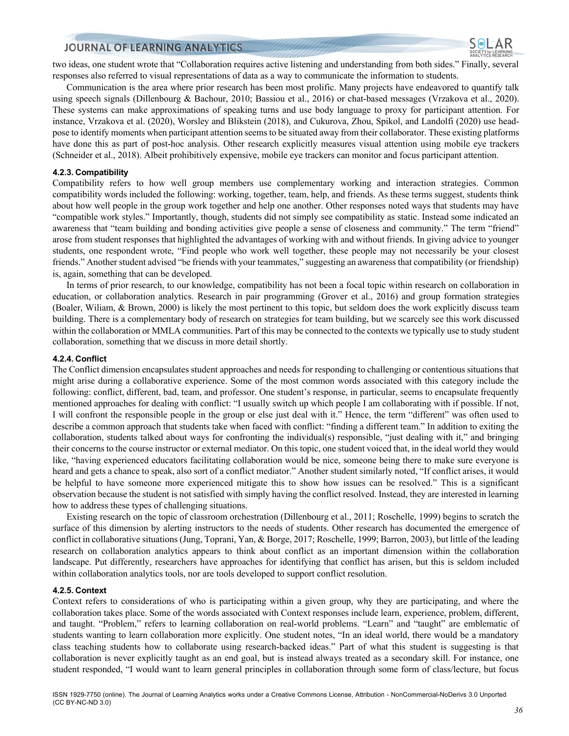two ideas, one student wrote that "Collaboration requires active listening and understanding from both sides." Finally, several responses also referred to visual representations of data as a way to communicate the information to students.

Communication is the area where prior research has been most prolific. Many projects have endeavored to quantify talk using speech signals (Dillenbourg & Bachour, 2010; Bassiou et al., 2016) or chat-based messages (Vrzakova et al., 2020). These systems can make approximations of speaking turns and use body language to proxy for participant attention. For instance, Vrzakova et al. (2020), Worsley and Blikstein (2018), and Cukurova, Zhou, Spikol, and Landolfi (2020) use head-pose to identify moments when participant attention seems to be situated away from their collaborator. These existing platforms have done this as part of post-hoc analysis. Other research explicitly measures visual attention using mobile eye trackers (Schneider et al., 2018). Albeit prohibitively expensive, mobile eye trackers can monitor and focus participant attention.

#### 4.2.3. Compatibility

Compatibility refers to how well group members use complementary working and interaction strategies. Common compatibility words included the following: working, together, team, help, and friends. As these terms suggest, students think about how well people in the group work together and help one another. Other responses noted ways that students may have "compatible work styles." Importantly, though, students did not simply see compatibility as static. Instead some indicated an awareness that "team building and bonding activities give people a sense of closeness and community." The term "friend" arose from student responses that highlighted the advantages of working with and without friends. In giving advice to younger students, one respondent wrote, "Find people who work well together, these people may not necessarily be your closest friends." Another student advised "be friends with your teammates," suggesting an awareness that compatibility (or friendship) is, again, something that can be developed.

In terms of prior research, to our knowledge, compatibility has not been a focal topic within research on collaboration in education, or collaboration analytics. Research in pair programming (Grover et al., 2016) and group formation strategies (Boaler, Wiliam, & Brown, 2000) is likely the most pertinent to this topic, but seldom does the work explicitly discuss team building. There is a complementary body of research on strategies for team building, but we scarcely see this work discussed within the collaboration or MMLA communities. Part of this may be connected to the contexts we typically use to study student collaboration, something that we discuss in more detail shortly.

#### 4.2.4. Conflict

The Conflict dimension encapsulates student approaches and needs for responding to challenging or contentious situations that might arise during a collaborative experience. Some of the most common words associated with this category include the following: conflict, different, bad, team, and professor. One student's response, in particular, seems to encapsulate frequently mentioned approaches for dealing with conflict: "I usually switch up which people I am collaborating with if possible. If not, I will confront the responsible people in the group or else just deal with it." Hence, the term "different" was often used to describe a common approach that students take when faced with conflict: "finding a different team." In addition to exiting the collaboration, students talked about ways for confronting the individual(s) responsible, "just dealing with it," and bringing their concerns to the course instructor or external mediator. On this topic, one student voiced that, in the ideal world they would like, "having experienced educators facilitating collaboration would be nice, someone being there to make sure everyone is heard and gets a chance to speak, also sort of a conflict mediator." Another student similarly noted, "If conflict arises, it would be helpful to have someone more experienced mitigate this to show how issues can be resolved." This is a significant observation because the student is not satisfied with simply having the conflict resolved. Instead, they are interested in learning how to address these types of challenging situations.

Existing research on the topic of classroom orchestration (Dillenbourg et al., 2011; Roschelle, 1999) begins to scratch the surface of this dimension by alerting instructors to the needs of students. Other research has documented the emergence of conflict in collaborative situations (Jung, Toprani, Yan, & Borge, 2017; Roschelle, 1999; Barron, 2003), but little of the leading research on collaboration analytics appears to think about conflict as an important dimension within the collaboration landscape. Put differently, researchers have approaches for identifying that conflict has arisen, but this is seldom included within collaboration analytics tools, nor are tools developed to support conflict resolution.

#### 4.2.5. Context

Context refers to considerations of who is participating within a given group, why they are participating, and where the collaboration takes place. Some of the words associated with Context responses include learn, experience, problem, different, and taught. "Problem," refers to learning collaboration on real-world problems. "Learn" and "taught" are emblematic of students wanting to learn collaboration more explicitly. One student notes, "In an ideal world, there would be a mandatory class teaching students how to collaborate using research-backed ideas." Part of what this student is suggesting is that collaboration is never explicitly taught as an end goal, but is instead always treated as a secondary skill. For instance, one student responded, "I would want to learn general principles in collaboration through some form of class/lecture, but focus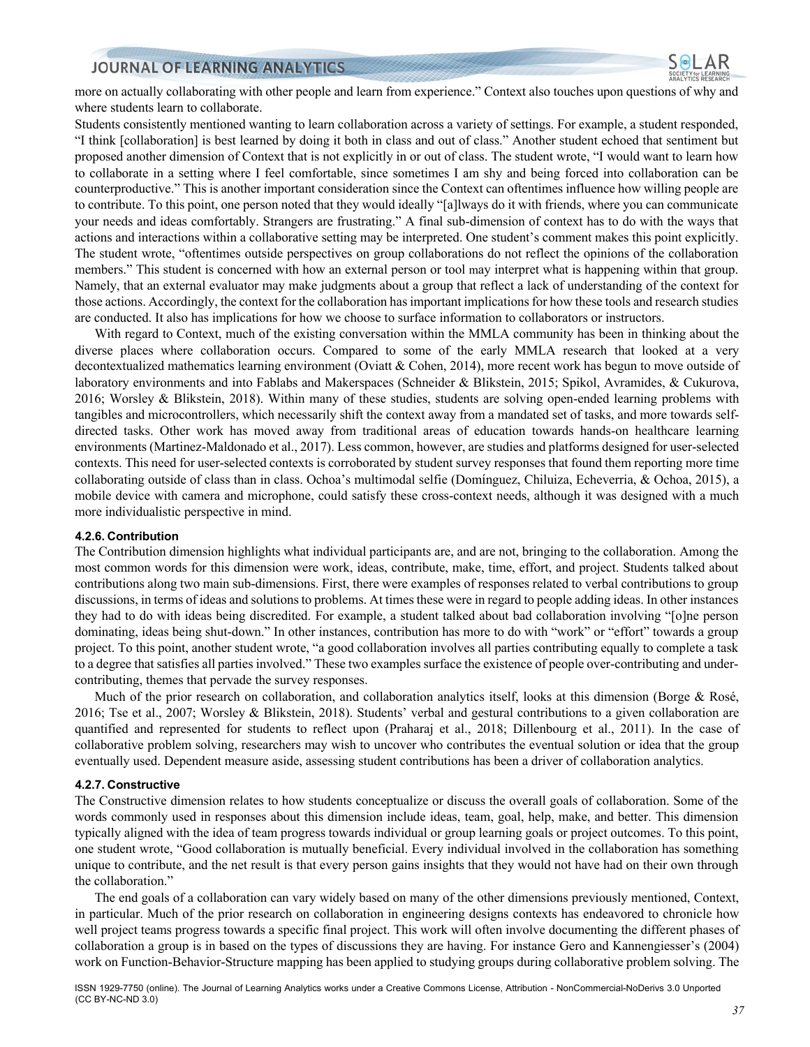more on actually collaborating with other people and learn from experience." Context also touches upon questions of why and where students learn to collaborate.

Students consistently mentioned wanting to learn collaboration across a variety of settings. For example, a student responded, "I think [collaboration] is best learned by doing it both in class and out of class." Another student echoed that sentiment but proposed another dimension of Context that is not explicitly in or out of class. The student wrote, "I would want to learn how to collaborate in a setting where I feel comfortable, since sometimes I am shy and being forced into collaboration can be counterproductive." This is another important consideration since the Context can oftentimes influence how willing people are to contribute. To this point, one person noted that they would ideally "[a]lways do it with friends, where you can communicate your needs and ideas comfortably. Strangers are frustrating." A final sub-dimension of context has to do with the ways that actions and interactions within a collaborative setting may be interpreted. One student's comment makes this point explicitly. The student wrote, "oftentimes outside perspectives on group collaborations do not reflect the opinions of the collaboration members." This student is concerned with how an external person or tool may interpret what is happening within that group. Namely, that an external evaluator may make judgments about a group that reflect a lack of understanding of the context for those actions. Accordingly, the context for the collaboration has important implications for how these tools and research studies are conducted. It also has implications for how we choose to surface information to collaborators or instructors.

With regard to Context, much of the existing conversation within the MMLA community has been in thinking about the diverse places where collaboration occurs. Compared to some of the early MMLA research that looked at a very decontextualized mathematics learning environment (Oviatt & Cohen, 2014), more recent work has begun to move outside of laboratory environments and into Fablabs and Makerspaces (Schneider & Blikstein, 2015; Spikol, Avramides, & Cukurova, 2016; Worsley & Blikstein, 2018). Within many of these studies, students are solving open-ended learning problems with tangibles and microcontrollers, which necessarily shift the context away from a mandated set of tasks, and more towards self-directed tasks. Other work has moved away from traditional areas of education towards hands-on healthcare learning environments (Martinez-Maldonado et al., 2017). Less common, however, are studies and platforms designed for user-selected contexts. This need for user-selected contexts is corroborated by student survey responses that found them reporting more time collaborating outside of class than in class. Ochoa's multimodal selfie (Domínguez, Chiluiza, Echeverria, & Ochoa, 2015), a mobile device with camera and microphone, could satisfy these cross-context needs, although it was designed with a much more individualistic perspective in mind.

#### 4.2.6. Contribution

The Contribution dimension highlights what individual participants are, and are not, bringing to the collaboration. Among the most common words for this dimension were work, ideas, contribute, make, time, effort, and project. Students talked about contributions along two main sub-dimensions. First, there were examples of responses related to verbal contributions to group discussions, in terms of ideas and solutions to problems. At times these were in regard to people adding ideas. In other instances they had to do with ideas being discredited. For example, a student talked about bad collaboration involving "[o]ne person dominating, ideas being shut-down." In other instances, contribution has more to do with "work" or "effort" towards a group project. To this point, another student wrote, "a good collaboration involves all parties contributing equally to complete a task to a degree that satisfies all parties involved." These two examples surface the existence of people over-contributing and under-contributing, themes that pervade the survey responses.

Much of the prior research on collaboration, and collaboration analytics itself, looks at this dimension (Borge & Rosé, 2016; Tse et al., 2007; Worsley & Blikstein, 2018). Students' verbal and gestural contributions to a given collaboration are quantified and represented for students to reflect upon (Praharaj et al., 2018; Dillenbourg et al., 2011). In the case of collaborative problem solving, researchers may wish to uncover who contributes the eventual solution or idea that the group eventually used. Dependent measure aside, assessing student contributions has been a driver of collaboration analytics.

#### 4.2.7. Constructive

The Constructive dimension relates to how students conceptualize or discuss the overall goals of collaboration. Some of the words commonly used in responses about this dimension include ideas, team, goal, help, make, and better. This dimension typically aligned with the idea of team progress towards individual or group learning goals or project outcomes. To this point, one student wrote, "Good collaboration is mutually beneficial. Every individual involved in the collaboration has something unique to contribute, and the net result is that every person gains insights that they would not have had on their own through the collaboration."

The end goals of a collaboration can vary widely based on many of the other dimensions previously mentioned, Context, in particular. Much of the prior research on collaboration in engineering designs contexts has endeavored to chronicle how well project teams progress towards a specific final project. This work will often involve documenting the different phases of collaboration a group is in based on the types of discussions they are having. For instance Gero and Kannengiesser's (2004) work on Function-Behavior-Structure mapping has been applied to studying groups during collaborative problem solving. The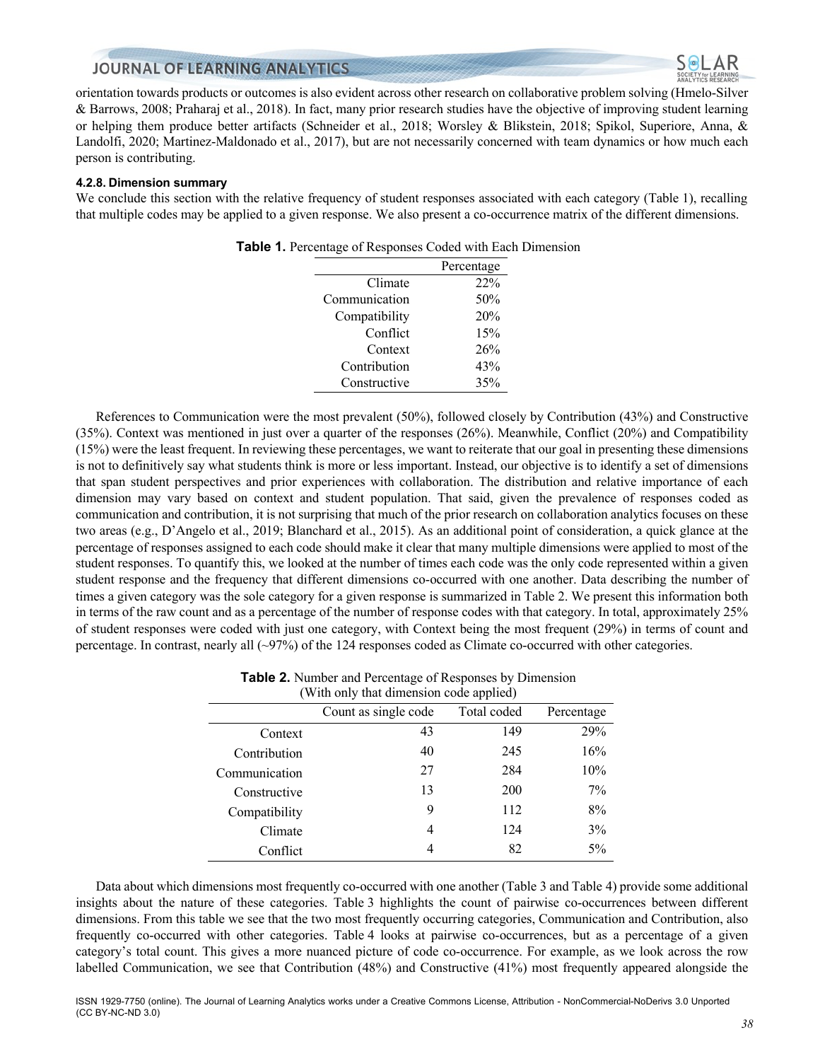orientation towards products or outcomes is also evident across other research on collaborative problem solving (Hmelo-Silver & Barrows, 2008; Praharaj et al., 2018). In fact, many prior research studies have the objective of improving student learning or helping them produce better artifacts (Schneider et al., 2018; Worsley & Blikstein, 2018; Spikol, Superiore, Anna, & Landolfi, 2020; Martinez-Maldonado et al., 2017), but are not necessarily concerned with team dynamics or how much each person is contributing.

#### 4.2.8. Dimension summary

We conclude this section with the relative frequency of student responses associated with each category (Table 1), recalling that multiple codes may be applied to a given response. We also present a co-occurrence matrix of the different dimensions.

**Table 1.** Percentage of Responses Coded with Each Dimension

| | Percentage |
|---:|---:|
| Climate | 22% |
| Communication | 50% |
| Compatibility | 20% |
| Conflict | 15% |
| Context | 26% |
| Contribution | 43% |
| Constructive | 35% |

References to Communication were the most prevalent (50%), followed closely by Contribution (43%) and Constructive (35%). Context was mentioned in just over a quarter of the responses (26%). Meanwhile, Conflict (20%) and Compatibility (15%) were the least frequent. In reviewing these percentages, we want to reiterate that our goal in presenting these dimensions is not to definitively say what students think is more or less important. Instead, our objective is to identify a set of dimensions that span student perspectives and prior experiences with collaboration. The distribution and relative importance of each dimension may vary based on context and student population. That said, given the prevalence of responses coded as communication and contribution, it is not surprising that much of the prior research on collaboration analytics focuses on these two areas (e.g., D'Angelo et al., 2019; Blanchard et al., 2015). As an additional point of consideration, a quick glance at the percentage of responses assigned to each code should make it clear that many multiple dimensions were applied to most of the student responses. To quantify this, we looked at the number of times each code was the only code represented within a given student response and the frequency that different dimensions co-occurred with one another. Data describing the number of times a given category was the sole category for a given response is summarized in Table 2. We present this information both in terms of the raw count and as a percentage of the number of response codes with that category. In total, approximately 25% of student responses were coded with just one category, with Context being the most frequent (29%) in terms of count and percentage. In contrast, nearly all (~97%) of the 124 responses coded as Climate co-occurred with other categories.

**Table 2.** Number and Percentage of Responses by Dimension (With only that dimension code applied)

| | Count as single code | Total coded | Percentage |
|---:|---:|---:|---:|
| Context | 43 | 149 | 29% |
| Contribution | 40 | 245 | 16% |
| Communication | 27 | 284 | 10% |
| Constructive | 13 | 200 | 7% |
| Compatibility | 9 | 112 | 8% |
| Climate | 4 | 124 | 3% |
| Conflict | 4 | 82 | 5% |

Data about which dimensions most frequently co-occurred with one another (Table 3 and Table 4) provide some additional insights about the nature of these categories. Table 3 highlights the count of pairwise co-occurrences between different dimensions. From this table we see that the two most frequently occurring categories, Communication and Contribution, also frequently co-occurred with other categories. Table 4 looks at pairwise co-occurrences, but as a percentage of a given category's total count. This gives a more nuanced picture of code co-occurrence. For example, as we look across the row labelled Communication, we see that Contribution (48%) and Constructive (41%) most frequently appeared alongside the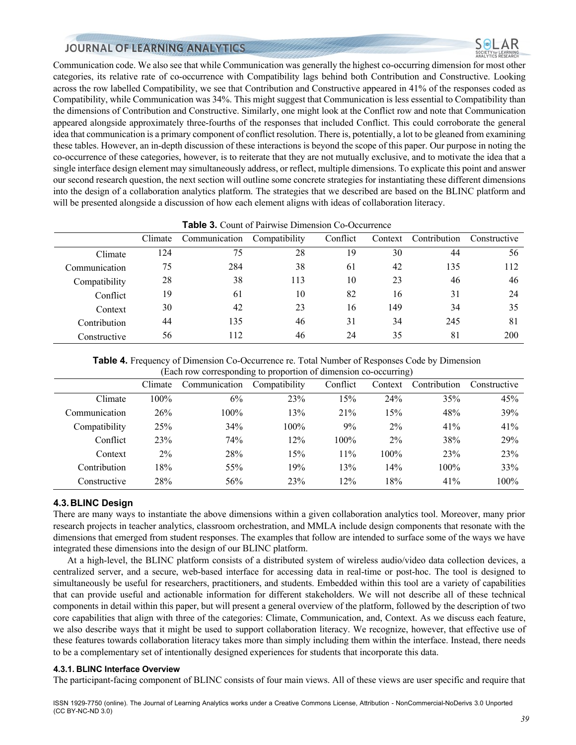Communication code. We also see that while Communication was generally the highest co-occurring dimension for most other categories, its relative rate of co-occurrence with Compatibility lags behind both Contribution and Constructive. Looking across the row labelled Compatibility, we see that Contribution and Constructive appeared in 41% of the responses coded as Compatibility, while Communication was 34%. This might suggest that Communication is less essential to Compatibility than the dimensions of Contribution and Constructive. Similarly, one might look at the Conflict row and note that Communication appeared alongside approximately three-fourths of the responses that included Conflict. This could corroborate the general idea that communication is a primary component of conflict resolution. There is, potentially, a lot to be gleaned from examining these tables. However, an in-depth discussion of these interactions is beyond the scope of this paper. Our purpose in noting the co-occurrence of these categories, however, is to reiterate that they are not mutually exclusive, and to motivate the idea that a single interface design element may simultaneously address, or reflect, multiple dimensions. To explicate this point and answer our second research question, the next section will outline some concrete strategies for instantiating these different dimensions into the design of a collaboration analytics platform. The strategies that we described are based on the BLINC platform and will be presented alongside a discussion of how each element aligns with ideas of collaboration literacy.

**Table 3.** Count of Pairwise Dimension Co-Occurrence

| | Climate | Communication | Compatibility | Conflict | Context | Contribution | Constructive |
|---|---|---|---|---|---|---|---|
| Climate | 124 | 75 | 28 | 19 | 30 | 44 | 56 |
| Communication | 75 | 284 | 38 | 61 | 42 | 135 | 112 |
| Compatibility | 28 | 38 | 113 | 10 | 23 | 46 | 46 |
| Conflict | 19 | 61 | 10 | 82 | 16 | 31 | 24 |
| Context | 30 | 42 | 23 | 16 | 149 | 34 | 35 |
| Contribution | 44 | 135 | 46 | 31 | 34 | 245 | 81 |
| Constructive | 56 | 112 | 46 | 24 | 35 | 81 | 200 |

**Table 4.** Frequency of Dimension Co-Occurrence re. Total Number of Responses Code by Dimension (Each row corresponding to proportion of dimension co-occurring)

| | Climate | Communication | Compatibility | Conflict | Context | Contribution | Constructive |
|---|---|---|---|---|---|---|---|
| Climate | 100% | 6% | 23% | 15% | 24% | 35% | 45% |
| Communication | 26% | 100% | 13% | 21% | 15% | 48% | 39% |
| Compatibility | 25% | 34% | 100% | 9% | 2% | 41% | 41% |
| Conflict | 23% | 74% | 12% | 100% | 2% | 38% | 29% |
| Context | 2% | 28% | 15% | 11% | 100% | 23% | 23% |
| Contribution | 18% | 55% | 19% | 13% | 14% | 100% | 33% |
| Constructive | 28% | 56% | 23% | 12% | 18% | 41% | 100% |

### 4.3. BLINC Design

There are many ways to instantiate the above dimensions within a given collaboration analytics tool. Moreover, many prior research projects in teacher analytics, classroom orchestration, and MMLA include design components that resonate with the dimensions that emerged from student responses. The examples that follow are intended to surface some of the ways we have integrated these dimensions into the design of our BLINC platform.

At a high-level, the BLINC platform consists of a distributed system of wireless audio/video data collection devices, a centralized server, and a secure, web-based interface for accessing data in real-time or post-hoc. The tool is designed to simultaneously be useful for researchers, practitioners, and students. Embedded within this tool are a variety of capabilities that can provide useful and actionable information for different stakeholders. We will not describe all of these technical components in detail within this paper, but will present a general overview of the platform, followed by the description of two core capabilities that align with three of the categories: Climate, Communication, and, Context. As we discuss each feature, we also describe ways that it might be used to support collaboration literacy. We recognize, however, that effective use of these features towards collaboration literacy takes more than simply including them within the interface. Instead, there needs to be a complementary set of intentionally designed experiences for students that incorporate this data.

#### 4.3.1. BLINC Interface Overview

The participant-facing component of BLINC consists of four main views. All of these views are user specific and require that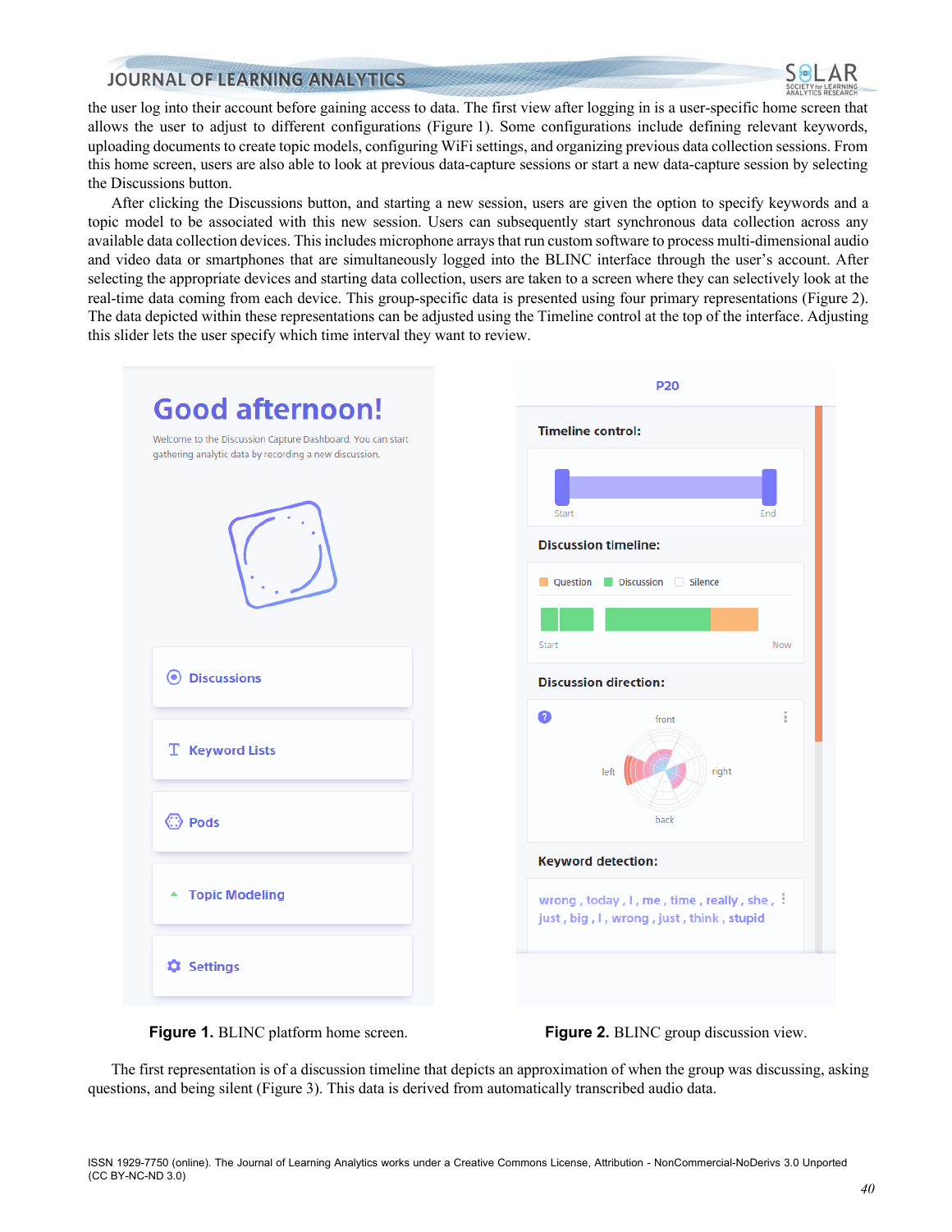the user log into their account before gaining access to data. The first view after logging in is a user-specific home screen that allows the user to adjust to different configurations (Figure 1). Some configurations include defining relevant keywords, uploading documents to create topic models, configuring WiFi settings, and organizing previous data collection sessions. From this home screen, users are also able to look at previous data-capture sessions or start a new data-capture session by selecting the Discussions button.

After clicking the Discussions button, and starting a new session, users are given the option to specify keywords and a topic model to be associated with this new session. Users can subsequently start synchronous data collection across any available data collection devices. This includes microphone arrays that run custom software to process multi-dimensional audio and video data or smartphones that are simultaneously logged into the BLINC interface through the user's account. After selecting the appropriate devices and starting data collection, users are taken to a screen where they can selectively look at the real-time data coming from each device. This group-specific data is presented using four primary representations (Figure 2). The data depicted within these representations can be adjusted using the Timeline control at the top of the interface. Adjusting this slider lets the user specify which time interval they want to review.

**Figure 1.** BLINC platform home screen.

**Figure 2.** BLINC group discussion view.

The first representation is of a discussion timeline that depicts an approximation of when the group was discussing, asking questions, and being silent (Figure 3). This data is derived from automatically transcribed audio data.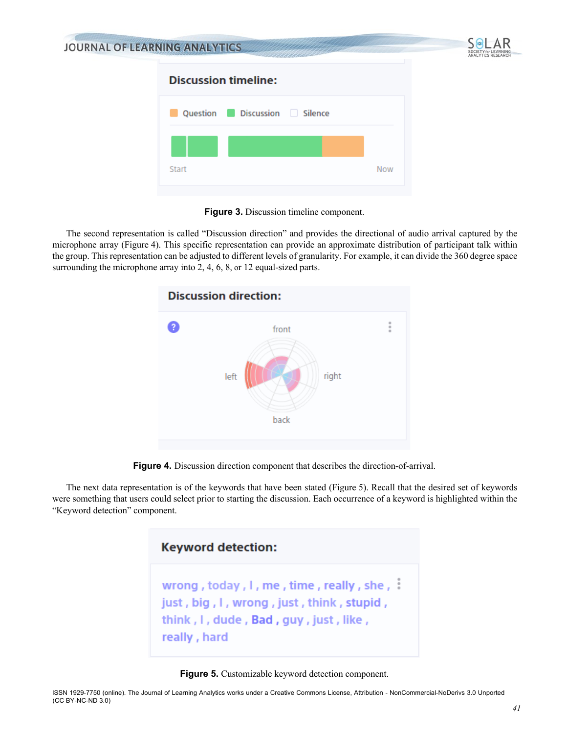Figure 3. Discussion timeline component.

The second representation is called "Discussion direction" and provides the directional of audio arrival captured by the microphone array (Figure 4). This specific representation can provide an approximate distribution of participant talk within the group. This representation can be adjusted to different levels of granularity. For example, it can divide the 360 degree space surrounding the microphone array into 2, 4, 6, 8, or 12 equal-sized parts.

Figure 4. Discussion direction component that describes the direction-of-arrival.

The next data representation is of the keywords that have been stated (Figure 5). Recall that the desired set of keywords were something that users could select prior to starting the discussion. Each occurrence of a keyword is highlighted within the "Keyword detection" component.

Figure 5. Customizable keyword detection component.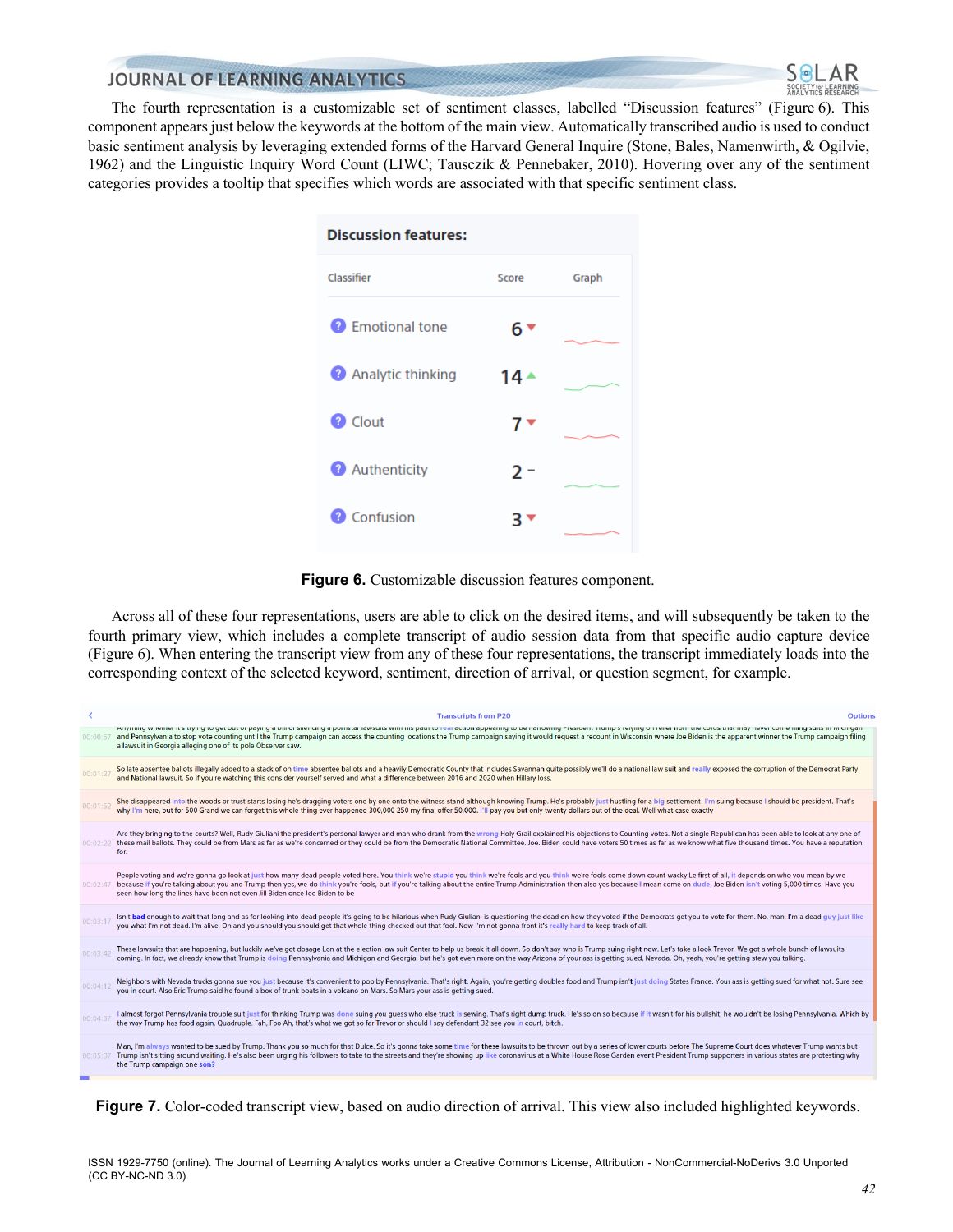The fourth representation is a customizable set of sentiment classes, labelled "Discussion features" (Figure 6). This component appears just below the keywords at the bottom of the main view. Automatically transcribed audio is used to conduct basic sentiment analysis by leveraging extended forms of the Harvard General Inquire (Stone, Bales, Namenwirth, & Ogilvie, 1962) and the Linguistic Inquiry Word Count (LIWC; Tausczik & Pennebaker, 2010). Hovering over any of the sentiment categories provides a tooltip that specifies which words are associated with that specific sentiment class.

**Discussion features:**

| Classifier | Score | Graph |
|---|---|---|
| Emotional tone | 6 ▼ | |
| Analytic thinking | 14 ▲ | |
| Clout | 7 ▼ | |
| Authenticity | 2 - | |
| Confusion | 3 ▼ | |

**Figure 6.** Customizable discussion features component.

Across all of these four representations, users are able to click on the desired items, and will subsequently be taken to the fourth primary view, which includes a complete transcript of audio session data from that specific audio capture device (Figure 6). When entering the transcript view from any of these four representations, the transcript immediately loads into the corresponding context of the selected keyword, sentiment, direction of arrival, or question segment, for example.

**Figure 7.** Color-coded transcript view, based on audio direction of arrival. This view also included highlighted keywords.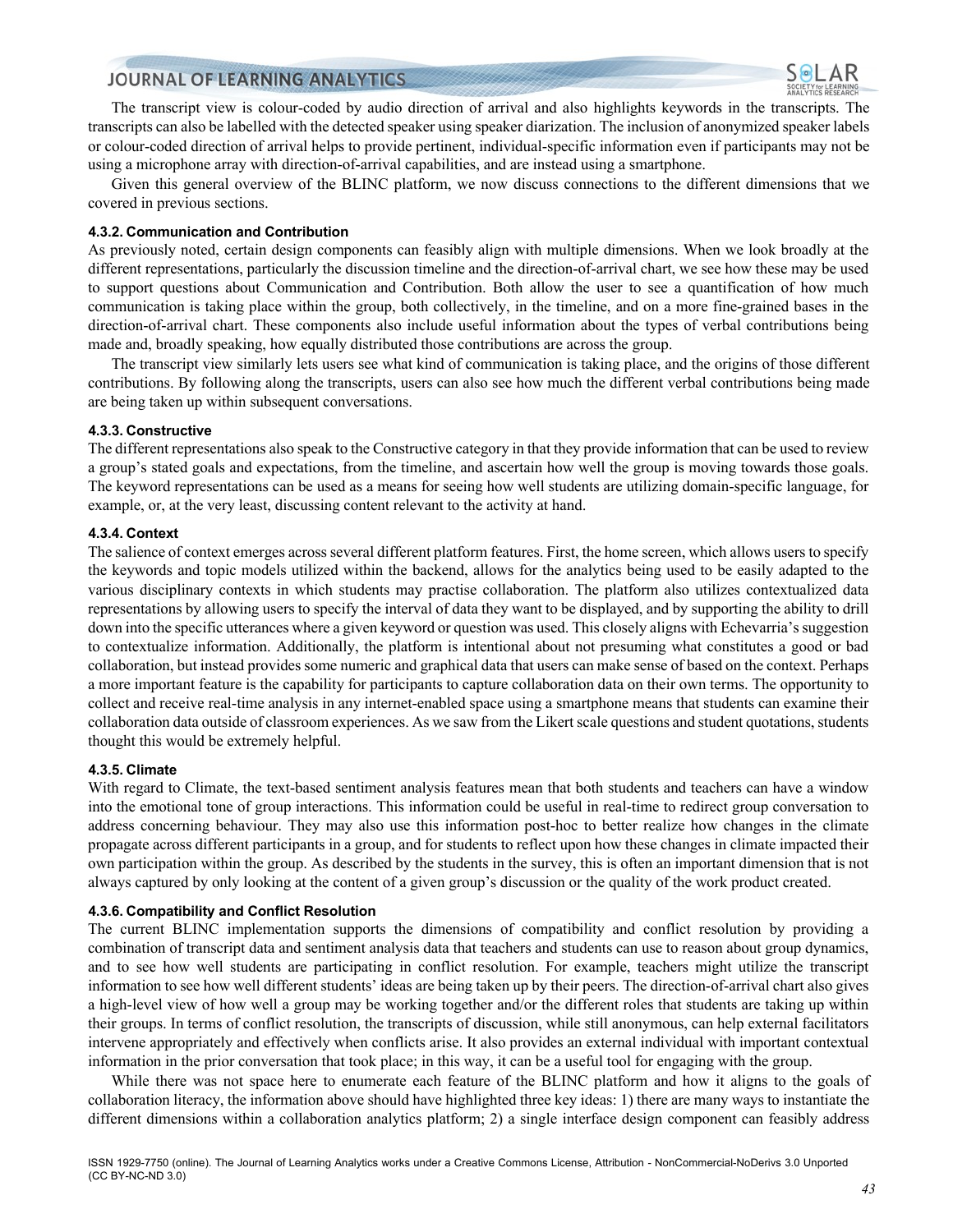The transcript view is colour-coded by audio direction of arrival and also highlights keywords in the transcripts. The transcripts can also be labelled with the detected speaker using speaker diarization. The inclusion of anonymized speaker labels or colour-coded direction of arrival helps to provide pertinent, individual-specific information even if participants may not be using a microphone array with direction-of-arrival capabilities, and are instead using a smartphone.

Given this general overview of the BLINC platform, we now discuss connections to the different dimensions that we covered in previous sections.

#### 4.3.2. Communication and Contribution

As previously noted, certain design components can feasibly align with multiple dimensions. When we look broadly at the different representations, particularly the discussion timeline and the direction-of-arrival chart, we see how these may be used to support questions about Communication and Contribution. Both allow the user to see a quantification of how much communication is taking place within the group, both collectively, in the timeline, and on a more fine-grained bases in the direction-of-arrival chart. These components also include useful information about the types of verbal contributions being made and, broadly speaking, how equally distributed those contributions are across the group.

The transcript view similarly lets users see what kind of communication is taking place, and the origins of those different contributions. By following along the transcripts, users can also see how much the different verbal contributions being made are being taken up within subsequent conversations.

#### 4.3.3. Constructive

The different representations also speak to the Constructive category in that they provide information that can be used to review a group's stated goals and expectations, from the timeline, and ascertain how well the group is moving towards those goals. The keyword representations can be used as a means for seeing how well students are utilizing domain-specific language, for example, or, at the very least, discussing content relevant to the activity at hand.

#### 4.3.4. Context

The salience of context emerges across several different platform features. First, the home screen, which allows users to specify the keywords and topic models utilized within the backend, allows for the analytics being used to be easily adapted to the various disciplinary contexts in which students may practise collaboration. The platform also utilizes contextualized data representations by allowing users to specify the interval of data they want to be displayed, and by supporting the ability to drill down into the specific utterances where a given keyword or question was used. This closely aligns with Echevarria's suggestion to contextualize information. Additionally, the platform is intentional about not presuming what constitutes a good or bad collaboration, but instead provides some numeric and graphical data that users can make sense of based on the context. Perhaps a more important feature is the capability for participants to capture collaboration data on their own terms. The opportunity to collect and receive real-time analysis in any internet-enabled space using a smartphone means that students can examine their collaboration data outside of classroom experiences. As we saw from the Likert scale questions and student quotations, students thought this would be extremely helpful.

#### 4.3.5. Climate

With regard to Climate, the text-based sentiment analysis features mean that both students and teachers can have a window into the emotional tone of group interactions. This information could be useful in real-time to redirect group conversation to address concerning behaviour. They may also use this information post-hoc to better realize how changes in the climate propagate across different participants in a group, and for students to reflect upon how these changes in climate impacted their own participation within the group. As described by the students in the survey, this is often an important dimension that is not always captured by only looking at the content of a given group's discussion or the quality of the work product created.

#### 4.3.6. Compatibility and Conflict Resolution

The current BLINC implementation supports the dimensions of compatibility and conflict resolution by providing a combination of transcript data and sentiment analysis data that teachers and students can use to reason about group dynamics, and to see how well students are participating in conflict resolution. For example, teachers might utilize the transcript information to see how well different students' ideas are being taken up by their peers. The direction-of-arrival chart also gives a high-level view of how well a group may be working together and/or the different roles that students are taking up within their groups. In terms of conflict resolution, the transcripts of discussion, while still anonymous, can help external facilitators intervene appropriately and effectively when conflicts arise. It also provides an external individual with important contextual information in the prior conversation that took place; in this way, it can be a useful tool for engaging with the group.

While there was not space here to enumerate each feature of the BLINC platform and how it aligns to the goals of collaboration literacy, the information above should have highlighted three key ideas: 1) there are many ways to instantiate the different dimensions within a collaboration analytics platform; 2) a single interface design component can feasibly address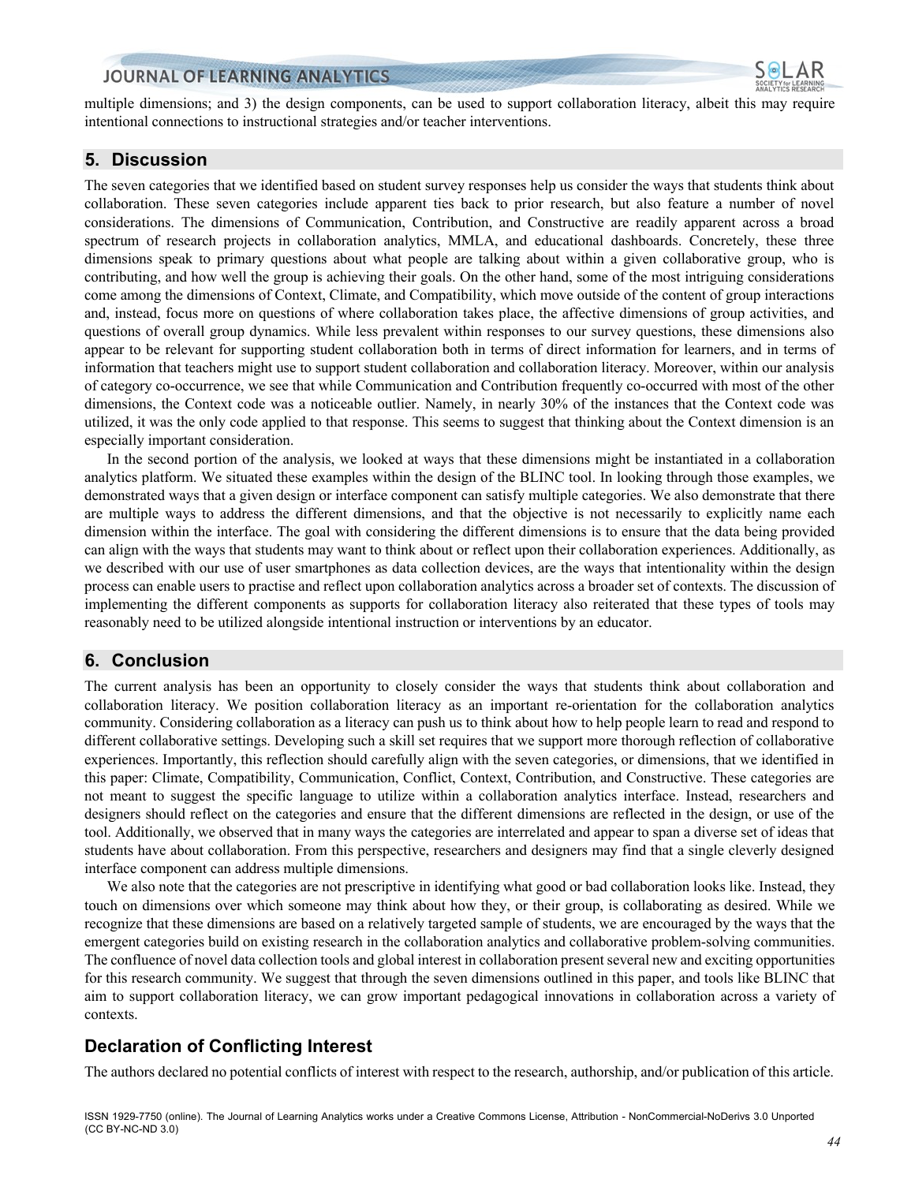multiple dimensions; and 3) the design components, can be used to support collaboration literacy, albeit this may require intentional connections to instructional strategies and/or teacher interventions.

## 5. Discussion

The seven categories that we identified based on student survey responses help us consider the ways that students think about collaboration. These seven categories include apparent ties back to prior research, but also feature a number of novel considerations. The dimensions of Communication, Contribution, and Constructive are readily apparent across a broad spectrum of research projects in collaboration analytics, MMLA, and educational dashboards. Concretely, these three dimensions speak to primary questions about what people are talking about within a given collaborative group, who is contributing, and how well the group is achieving their goals. On the other hand, some of the most intriguing considerations come among the dimensions of Context, Climate, and Compatibility, which move outside of the content of group interactions and, instead, focus more on questions of where collaboration takes place, the affective dimensions of group activities, and questions of overall group dynamics. While less prevalent within responses to our survey questions, these dimensions also appear to be relevant for supporting student collaboration both in terms of direct information for learners, and in terms of information that teachers might use to support student collaboration and collaboration literacy. Moreover, within our analysis of category co-occurrence, we see that while Communication and Contribution frequently co-occurred with most of the other dimensions, the Context code was a noticeable outlier. Namely, in nearly 30% of the instances that the Context code was utilized, it was the only code applied to that response. This seems to suggest that thinking about the Context dimension is an especially important consideration.

In the second portion of the analysis, we looked at ways that these dimensions might be instantiated in a collaboration analytics platform. We situated these examples within the design of the BLINC tool. In looking through those examples, we demonstrated ways that a given design or interface component can satisfy multiple categories. We also demonstrate that there are multiple ways to address the different dimensions, and that the objective is not necessarily to explicitly name each dimension within the interface. The goal with considering the different dimensions is to ensure that the data being provided can align with the ways that students may want to think about or reflect upon their collaboration experiences. Additionally, as we described with our use of user smartphones as data collection devices, are the ways that intentionality within the design process can enable users to practise and reflect upon collaboration analytics across a broader set of contexts. The discussion of implementing the different components as supports for collaboration literacy also reiterated that these types of tools may reasonably need to be utilized alongside intentional instruction or interventions by an educator.

## 6. Conclusion

The current analysis has been an opportunity to closely consider the ways that students think about collaboration and collaboration literacy. We position collaboration literacy as an important re-orientation for the collaboration analytics community. Considering collaboration as a literacy can push us to think about how to help people learn to read and respond to different collaborative settings. Developing such a skill set requires that we support more thorough reflection of collaborative experiences. Importantly, this reflection should carefully align with the seven categories, or dimensions, that we identified in this paper: Climate, Compatibility, Communication, Conflict, Context, Contribution, and Constructive. These categories are not meant to suggest the specific language to utilize within a collaboration analytics interface. Instead, researchers and designers should reflect on the categories and ensure that the different dimensions are reflected in the design, or use of the tool. Additionally, we observed that in many ways the categories are interrelated and appear to span a diverse set of ideas that students have about collaboration. From this perspective, researchers and designers may find that a single cleverly designed interface component can address multiple dimensions.

We also note that the categories are not prescriptive in identifying what good or bad collaboration looks like. Instead, they touch on dimensions over which someone may think about how they, or their group, is collaborating as desired. While we recognize that these dimensions are based on a relatively targeted sample of students, we are encouraged by the ways that the emergent categories build on existing research in the collaboration analytics and collaborative problem-solving communities. The confluence of novel data collection tools and global interest in collaboration present several new and exciting opportunities for this research community. We suggest that through the seven dimensions outlined in this paper, and tools like BLINC that aim to support collaboration literacy, we can grow important pedagogical innovations in collaboration across a variety of contexts.

## Declaration of Conflicting Interest

The authors declared no potential conflicts of interest with respect to the research, authorship, and/or publication of this article.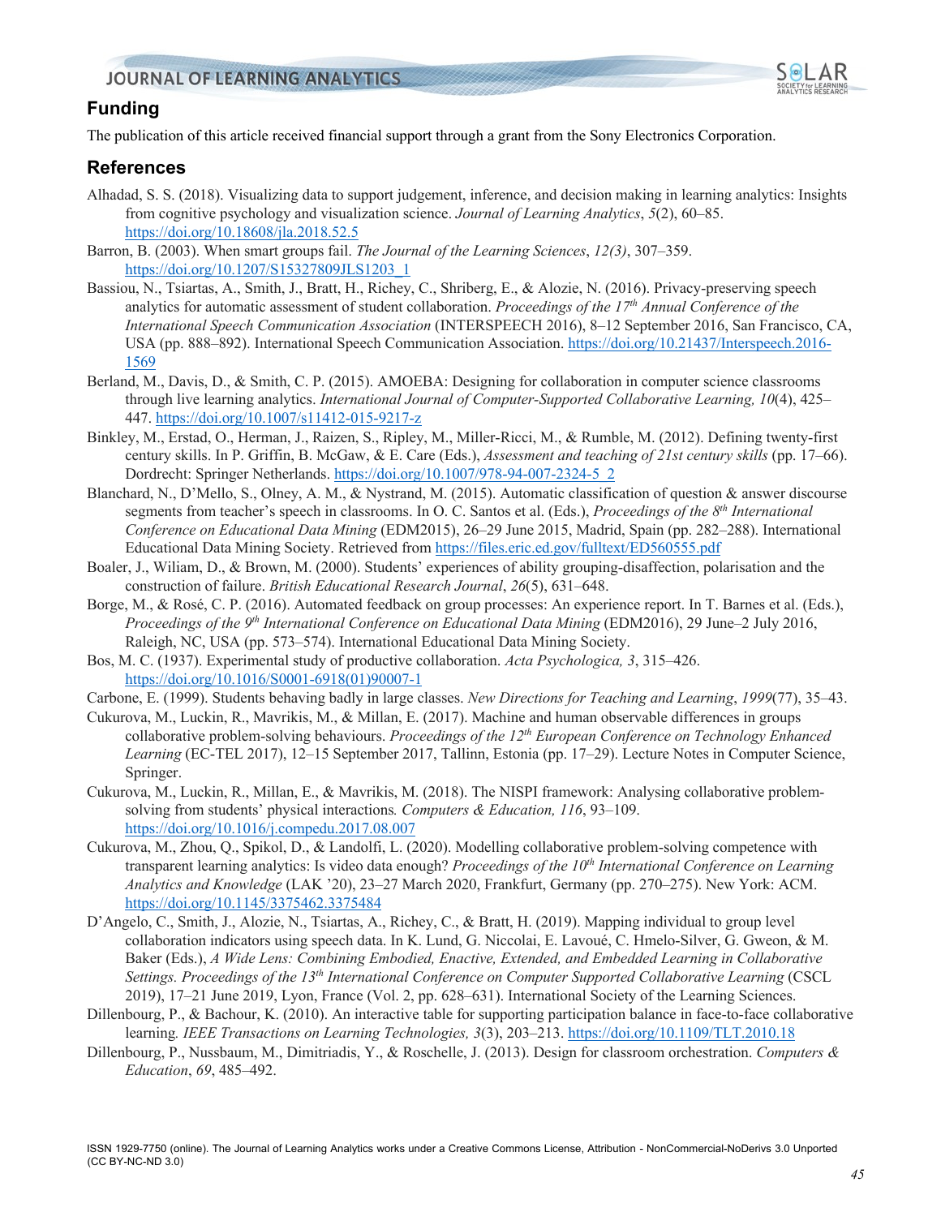## Funding

The publication of this article received financial support through a grant from the Sony Electronics Corporation.

## References

Alhadad, S. S. (2018). Visualizing data to support judgement, inference, and decision making in learning analytics: Insights from cognitive psychology and visualization science. *Journal of Learning Analytics*, *5*(2), 60–85. https://doi.org/10.18608/jla.2018.52.5

Barron, B. (2003). When smart groups fail. *The Journal of the Learning Sciences*, *12(3)*, 307–359. https://doi.org/10.1207/S15327809JLS1203_1

Bassiou, N., Tsiartas, A., Smith, J., Bratt, H., Richey, C., Shriberg, E., & Alozie, N. (2016). Privacy-preserving speech analytics for automatic assessment of student collaboration. *Proceedings of the 17th Annual Conference of the International Speech Communication Association* (INTERSPEECH 2016), 8–12 September 2016, San Francisco, CA, USA (pp. 888–892). International Speech Communication Association. https://doi.org/10.21437/Interspeech.2016-1569

Berland, M., Davis, D., & Smith, C. P. (2015). AMOEBA: Designing for collaboration in computer science classrooms through live learning analytics. *International Journal of Computer-Supported Collaborative Learning, 10*(4), 425–447. https://doi.org/10.1007/s11412-015-9217-z

Binkley, M., Erstad, O., Herman, J., Raizen, S., Ripley, M., Miller-Ricci, M., & Rumble, M. (2012). Defining twenty-first century skills. In P. Griffin, B. McGaw, & E. Care (Eds.), *Assessment and teaching of 21st century skills* (pp. 17–66). Dordrecht: Springer Netherlands. https://doi.org/10.1007/978-94-007-2324-5_2

Blanchard, N., D'Mello, S., Olney, A. M., & Nystrand, M. (2015). Automatic classification of question & answer discourse segments from teacher's speech in classrooms. In O. C. Santos et al. (Eds.), *Proceedings of the 8th International Conference on Educational Data Mining* (EDM2015), 26–29 June 2015, Madrid, Spain (pp. 282–288). International Educational Data Mining Society. Retrieved from https://files.eric.ed.gov/fulltext/ED560555.pdf

Boaler, J., Wiliam, D., & Brown, M. (2000). Students' experiences of ability grouping-disaffection, polarisation and the construction of failure. *British Educational Research Journal*, *26*(5), 631–648.

Borge, M., & Rosé, C. P. (2016). Automated feedback on group processes: An experience report. In T. Barnes et al. (Eds.), *Proceedings of the 9th International Conference on Educational Data Mining* (EDM2016), 29 June–2 July 2016, Raleigh, NC, USA (pp. 573–574). International Educational Data Mining Society.

Bos, M. C. (1937). Experimental study of productive collaboration. *Acta Psychologica, 3*, 315–426. https://doi.org/10.1016/S0001-6918(01)90007-1

Carbone, E. (1999). Students behaving badly in large classes. *New Directions for Teaching and Learning*, *1999*(77), 35–43.

Cukurova, M., Luckin, R., Mavrikis, M., & Millan, E. (2017). Machine and human observable differences in groups collaborative problem-solving behaviours. *Proceedings of the 12th European Conference on Technology Enhanced Learning* (EC-TEL 2017), 12–15 September 2017, Tallinn, Estonia (pp. 17–29). Lecture Notes in Computer Science, Springer.

Cukurova, M., Luckin, R., Millan, E., & Mavrikis, M. (2018). The NISPI framework: Analysing collaborative problem-solving from students' physical interactions*. Computers & Education, 116*, 93–109. https://doi.org/10.1016/j.compedu.2017.08.007

Cukurova, M., Zhou, Q., Spikol, D., & Landolfi, L. (2020). Modelling collaborative problem-solving competence with transparent learning analytics: Is video data enough? *Proceedings of the 10th International Conference on Learning Analytics and Knowledge* (LAK '20), 23–27 March 2020, Frankfurt, Germany (pp. 270–275). New York: ACM. https://doi.org/10.1145/3375462.3375484

D'Angelo, C., Smith, J., Alozie, N., Tsiartas, A., Richey, C., & Bratt, H. (2019). Mapping individual to group level collaboration indicators using speech data. In K. Lund, G. Niccolai, E. Lavoué, C. Hmelo-Silver, G. Gweon, & M. Baker (Eds.), *A Wide Lens: Combining Embodied, Enactive, Extended, and Embedded Learning in Collaborative Settings. Proceedings of the 13th International Conference on Computer Supported Collaborative Learning* (CSCL 2019), 17–21 June 2019, Lyon, France (Vol. 2, pp. 628–631). International Society of the Learning Sciences.

Dillenbourg, P., & Bachour, K. (2010). An interactive table for supporting participation balance in face-to-face collaborative learning*. IEEE Transactions on Learning Technologies, 3*(3), 203–213. https://doi.org/10.1109/TLT.2010.18

Dillenbourg, P., Nussbaum, M., Dimitriadis, Y., & Roschelle, J. (2013). Design for classroom orchestration. *Computers & Education*, *69*, 485–492.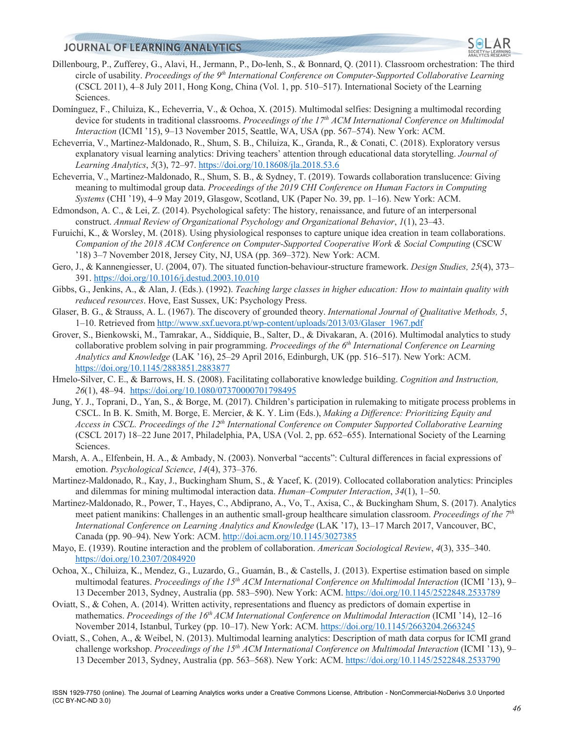Dillenbourg, P., Zufferey, G., Alavi, H., Jermann, P., Do-lenh, S., & Bonnard, Q. (2011). Classroom orchestration: The third circle of usability. *Proceedings of the 9th International Conference on Computer-Supported Collaborative Learning* (CSCL 2011), 4–8 July 2011, Hong Kong, China (Vol. 1, pp. 510–517). International Society of the Learning Sciences.

Domínguez, F., Chiluiza, K., Echeverria, V., & Ochoa, X. (2015). Multimodal selfies: Designing a multimodal recording device for students in traditional classrooms. *Proceedings of the 17th ACM International Conference on Multimodal Interaction* (ICMI '15), 9–13 November 2015, Seattle, WA, USA (pp. 567–574). New York: ACM.

Echeverria, V., Martinez-Maldonado, R., Shum, S. B., Chiluiza, K., Granda, R., & Conati, C. (2018). Exploratory versus explanatory visual learning analytics: Driving teachers' attention through educational data storytelling. *Journal of Learning Analytics*, *5*(3), 72–97. https://doi.org/10.18608/jla.2018.53.6

Echeverria, V., Martinez-Maldonado, R., Shum, S. B., & Sydney, T. (2019). Towards collaboration translucence: Giving meaning to multimodal group data. *Proceedings of the 2019 CHI Conference on Human Factors in Computing Systems* (CHI '19), 4–9 May 2019, Glasgow, Scotland, UK (Paper No. 39, pp. 1–16). New York: ACM.

Edmondson, A. C., & Lei, Z. (2014). Psychological safety: The history, renaissance, and future of an interpersonal construct. *Annual Review of Organizational Psychology and Organizational Behavior*, *1*(1), 23–43.

Furuichi, K., & Worsley, M. (2018). Using physiological responses to capture unique idea creation in team collaborations. *Companion of the 2018 ACM Conference on Computer-Supported Cooperative Work & Social Computing* (CSCW '18) 3–7 November 2018, Jersey City, NJ, USA (pp. 369–372). New York: ACM.

Gero, J., & Kannengiesser, U. (2004, 07). The situated function-behaviour-structure framework. *Design Studies, 25*(4), 373–391. https://doi.org/10.1016/j.destud.2003.10.010

Gibbs, G., Jenkins, A., & Alan, J. (Eds.). (1992). *Teaching large classes in higher education: How to maintain quality with reduced resources*. Hove, East Sussex, UK: Psychology Press.

Glaser, B. G., & Strauss, A. L. (1967). The discovery of grounded theory. *International Journal of Qualitative Methods, 5*, 1–10. Retrieved from http://www.sxf.uevora.pt/wp-content/uploads/2013/03/Glaser_1967.pdf

Grover, S., Bienkowski, M., Tamrakar, A., Siddiquie, B., Salter, D., & Divakaran, A. (2016). Multimodal analytics to study collaborative problem solving in pair programming. *Proceedings of the 6th International Conference on Learning Analytics and Knowledge* (LAK '16), 25–29 April 2016, Edinburgh, UK (pp. 516–517). New York: ACM. https://doi.org/10.1145/2883851.2883877

Hmelo-Silver, C. E., & Barrows, H. S. (2008). Facilitating collaborative knowledge building. *Cognition and Instruction, 26*(1), 48–94. https://doi.org/10.1080/07370000701798495

Jung, Y. J., Toprani, D., Yan, S., & Borge, M. (2017). Children's participation in rulemaking to mitigate process problems in CSCL. In B. K. Smith, M. Borge, E. Mercier, & K. Y. Lim (Eds.), *Making a Difference: Prioritizing Equity and Access in CSCL. Proceedings of the 12th International Conference on Computer Supported Collaborative Learning* (CSCL 2017) 18–22 June 2017, Philadelphia, PA, USA (Vol. 2, pp. 652–655). International Society of the Learning Sciences.

Marsh, A. A., Elfenbein, H. A., & Ambady, N. (2003). Nonverbal "accents": Cultural differences in facial expressions of emotion. *Psychological Science*, *14*(4), 373–376.

Martinez-Maldonado, R., Kay, J., Buckingham Shum, S., & Yacef, K. (2019). Collocated collaboration analytics: Principles and dilemmas for mining multimodal interaction data. *Human–Computer Interaction*, *34*(1), 1–50.

Martinez-Maldonado, R., Power, T., Hayes, C., Abdiprano, A., Vo, T., Axisa, C., & Buckingham Shum, S. (2017). Analytics meet patient manikins: Challenges in an authentic small-group healthcare simulation classroom. *Proceedings of the 7th International Conference on Learning Analytics and Knowledge* (LAK '17), 13–17 March 2017, Vancouver, BC, Canada (pp. 90–94). New York: ACM. http://doi.acm.org/10.1145/3027385

Mayo, E. (1939). Routine interaction and the problem of collaboration. *American Sociological Review*, *4*(3), 335–340. https://doi.org/10.2307/2084920

Ochoa, X., Chiluiza, K., Mendez, G., Luzardo, G., Guamán, B., & Castells, J. (2013). Expertise estimation based on simple multimodal features. *Proceedings of the 15th ACM International Conference on Multimodal Interaction* (ICMI '13), 9–13 December 2013, Sydney, Australia (pp. 583–590). New York: ACM. https://doi.org/10.1145/2522848.2533789

Oviatt, S., & Cohen, A. (2014). Written activity, representations and fluency as predictors of domain expertise in mathematics. *Proceedings of the 16th ACM International Conference on Multimodal Interaction* (ICMI '14), 12–16 November 2014, Istanbul, Turkey (pp. 10–17). New York: ACM. https://doi.org/10.1145/2663204.2663245

Oviatt, S., Cohen, A., & Weibel, N. (2013). Multimodal learning analytics: Description of math data corpus for ICMI grand challenge workshop. *Proceedings of the 15th ACM International Conference on Multimodal Interaction* (ICMI '13), 9–13 December 2013, Sydney, Australia (pp. 563–568). New York: ACM. https://doi.org/10.1145/2522848.2533790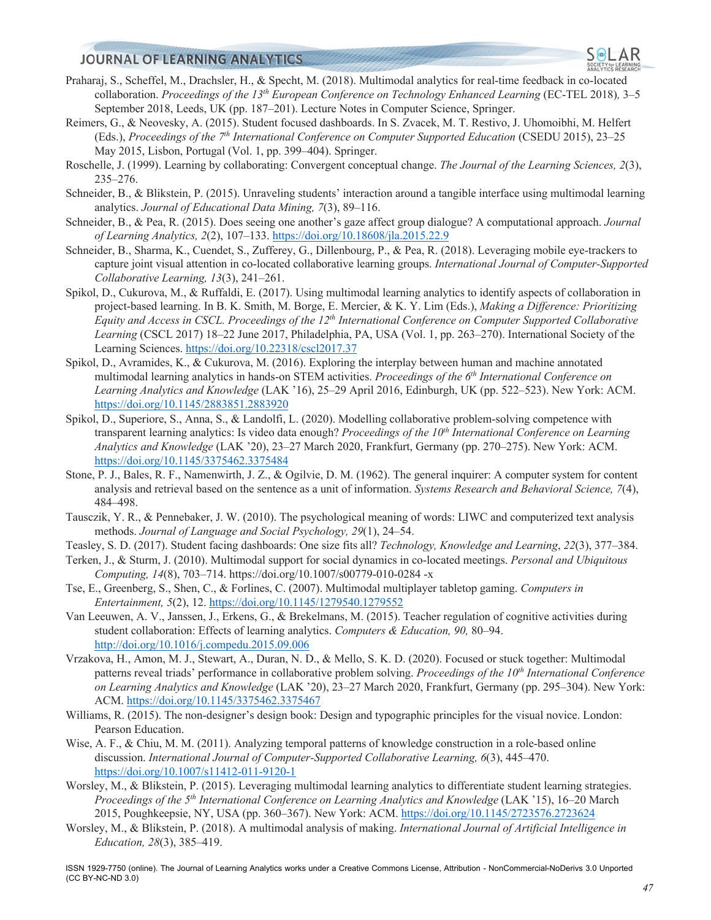Praharaj, S., Scheffel, M., Drachsler, H., & Specht, M. (2018). Multimodal analytics for real-time feedback in co-located collaboration. *Proceedings of the 13th European Conference on Technology Enhanced Learning* (EC-TEL 2018), 3–5 September 2018, Leeds, UK (pp. 187–201). Lecture Notes in Computer Science, Springer.

Reimers, G., & Neovesky, A. (2015). Student focused dashboards. In S. Zvacek, M. T. Restivo, J. Uhomoibhi, M. Helfert (Eds.), *Proceedings of the 7th International Conference on Computer Supported Education* (CSEDU 2015), 23–25 May 2015, Lisbon, Portugal (Vol. 1, pp. 399–404). Springer.

Roschelle, J. (1999). Learning by collaborating: Convergent conceptual change. *The Journal of the Learning Sciences, 2*(3), 235–276.

Schneider, B., & Blikstein, P. (2015). Unraveling students' interaction around a tangible interface using multimodal learning analytics. *Journal of Educational Data Mining, 7*(3), 89–116.

Schneider, B., & Pea, R. (2015). Does seeing one another's gaze affect group dialogue? A computational approach. *Journal of Learning Analytics, 2*(2), 107–133. https://doi.org/10.18608/jla.2015.22.9

Schneider, B., Sharma, K., Cuendet, S., Zufferey, G., Dillenbourg, P., & Pea, R. (2018). Leveraging mobile eye-trackers to capture joint visual attention in co-located collaborative learning groups. *International Journal of Computer-Supported Collaborative Learning, 13*(3), 241–261.

Spikol, D., Cukurova, M., & Ruffaldi, E. (2017). Using multimodal learning analytics to identify aspects of collaboration in project-based learning. In B. K. Smith, M. Borge, E. Mercier, & K. Y. Lim (Eds.), *Making a Difference: Prioritizing Equity and Access in CSCL. Proceedings of the 12th International Conference on Computer Supported Collaborative Learning* (CSCL 2017) 18–22 June 2017, Philadelphia, PA, USA (Vol. 1, pp. 263–270). International Society of the Learning Sciences. https://doi.org/10.22318/cscl2017.37

Spikol, D., Avramides, K., & Cukurova, M. (2016). Exploring the interplay between human and machine annotated multimodal learning analytics in hands-on STEM activities. *Proceedings of the 6th International Conference on Learning Analytics and Knowledge* (LAK '16), 25–29 April 2016, Edinburgh, UK (pp. 522–523). New York: ACM. https://doi.org/10.1145/2883851.2883920

Spikol, D., Superiore, S., Anna, S., & Landolfi, L. (2020). Modelling collaborative problem-solving competence with transparent learning analytics: Is video data enough? *Proceedings of the 10th International Conference on Learning Analytics and Knowledge* (LAK '20), 23–27 March 2020, Frankfurt, Germany (pp. 270–275). New York: ACM. https://doi.org/10.1145/3375462.3375484

Stone, P. J., Bales, R. F., Namenwirth, J. Z., & Ogilvie, D. M. (1962). The general inquirer: A computer system for content analysis and retrieval based on the sentence as a unit of information. *Systems Research and Behavioral Science, 7*(4), 484–498.

Tausczik, Y. R., & Pennebaker, J. W. (2010). The psychological meaning of words: LIWC and computerized text analysis methods. *Journal of Language and Social Psychology, 29*(1), 24–54.

Teasley, S. D. (2017). Student facing dashboards: One size fits all? *Technology, Knowledge and Learning*, *22*(3), 377–384.

Terken, J., & Sturm, J. (2010). Multimodal support for social dynamics in co-located meetings. *Personal and Ubiquitous Computing, 14*(8), 703–714. https://doi.org/10.1007/s00779-010-0284 -x

Tse, E., Greenberg, S., Shen, C., & Forlines, C. (2007). Multimodal multiplayer tabletop gaming. *Computers in Entertainment, 5*(2), 12. https://doi.org/10.1145/1279540.1279552

Van Leeuwen, A. V., Janssen, J., Erkens, G., & Brekelmans, M. (2015). Teacher regulation of cognitive activities during student collaboration: Effects of learning analytics. *Computers & Education, 90,* 80–94. http://doi.org/10.1016/j.compedu.2015.09.006

Vrzakova, H., Amon, M. J., Stewart, A., Duran, N. D., & Mello, S. K. D. (2020). Focused or stuck together: Multimodal patterns reveal triads' performance in collaborative problem solving. *Proceedings of the 10th International Conference on Learning Analytics and Knowledge* (LAK '20), 23–27 March 2020, Frankfurt, Germany (pp. 295–304). New York: ACM. https://doi.org/10.1145/3375462.3375467

Williams, R. (2015). The non-designer's design book: Design and typographic principles for the visual novice. London: Pearson Education.

Wise, A. F., & Chiu, M. M. (2011). Analyzing temporal patterns of knowledge construction in a role-based online discussion. *International Journal of Computer-Supported Collaborative Learning, 6*(3), 445–470. https://doi.org/10.1007/s11412-011-9120-1

Worsley, M., & Blikstein, P. (2015). Leveraging multimodal learning analytics to differentiate student learning strategies. *Proceedings of the 5th International Conference on Learning Analytics and Knowledge* (LAK '15), 16–20 March 2015, Poughkeepsie, NY, USA (pp. 360–367). New York: ACM. https://doi.org/10.1145/2723576.2723624

Worsley, M., & Blikstein, P. (2018). A multimodal analysis of making. *International Journal of Artificial Intelligence in Education, 28*(3), 385–419.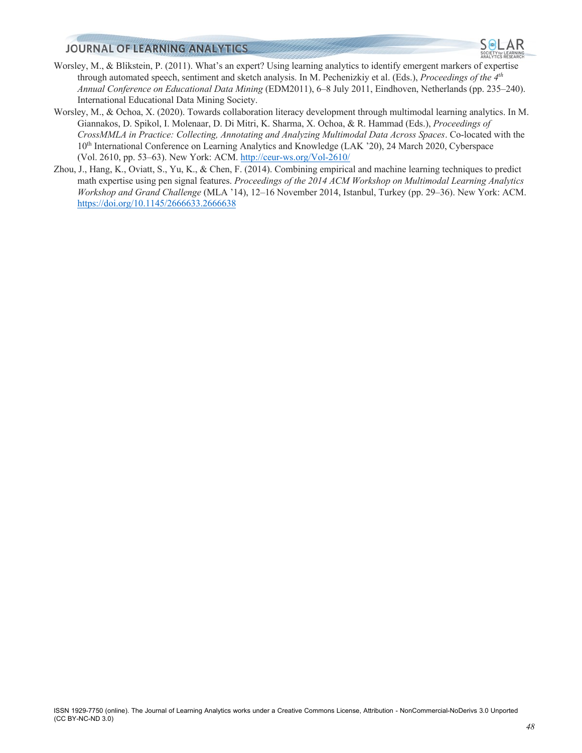Worsley, M., & Blikstein, P. (2011). What's an expert? Using learning analytics to identify emergent markers of expertise through automated speech, sentiment and sketch analysis. In M. Pechenizkiy et al. (Eds.), *Proceedings of the 4th Annual Conference on Educational Data Mining* (EDM2011), 6–8 July 2011, Eindhoven, Netherlands (pp. 235–240). International Educational Data Mining Society.

Worsley, M., & Ochoa, X. (2020). Towards collaboration literacy development through multimodal learning analytics. In M. Giannakos, D. Spikol, I. Molenaar, D. Di Mitri, K. Sharma, X. Ochoa, & R. Hammad (Eds.), *Proceedings of CrossMMLA in Practice: Collecting, Annotating and Analyzing Multimodal Data Across Spaces*. Co-located with the 10th International Conference on Learning Analytics and Knowledge (LAK '20), 24 March 2020, Cyberspace (Vol. 2610, pp. 53–63). New York: ACM. http://ceur-ws.org/Vol-2610/

Zhou, J., Hang, K., Oviatt, S., Yu, K., & Chen, F. (2014). Combining empirical and machine learning techniques to predict math expertise using pen signal features. *Proceedings of the 2014 ACM Workshop on Multimodal Learning Analytics Workshop and Grand Challenge* (MLA '14), 12–16 November 2014, Istanbul, Turkey (pp. 29–36). New York: ACM. https://doi.org/10.1145/2666633.2666638